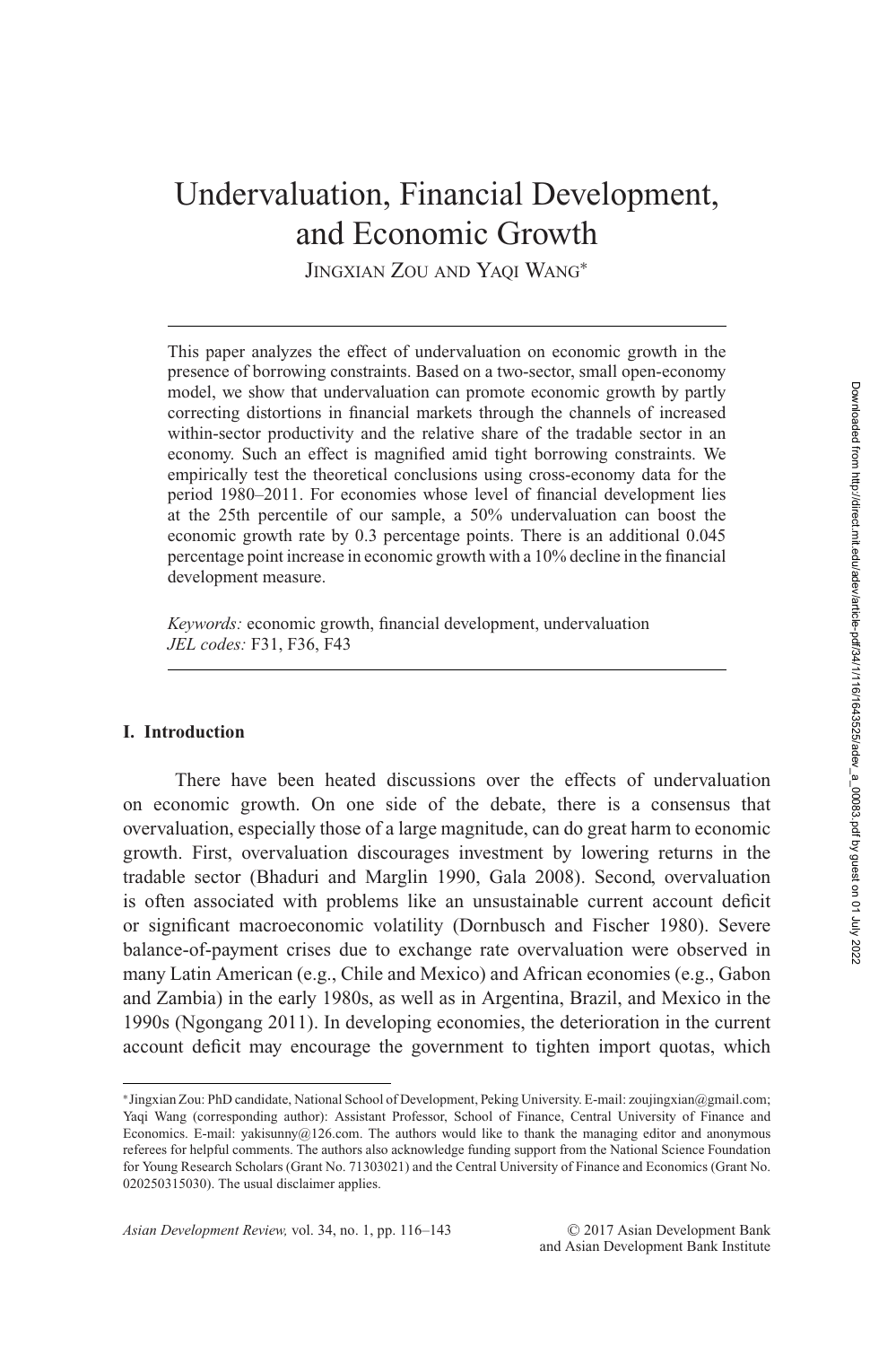# Undervaluation, Financial Development, and Economic Growth

JINGXIAN ZOU AND YAQI WANG*

This paper analyzes the effect of undervaluation on economic growth in the presence of borrowing constraints. Based on a two-sector, small open-economy model, we show that undervaluation can promote economic growth by partly correcting distortions in financial markets through the channels of increased within-sector productivity and the relative share of the tradable sector in an economy. Such an effect is magnified amid tight borrowing constraints. We empirically test the theoretical conclusions using cross-economy data for the period 1980–2011. For economies whose level of financial development lies at the 25th percentile of our sample, a 50% undervaluation can boost the economic growth rate by 0.3 percentage points. There is an additional 0.045 percentage point increase in economic growth with a 10% decline in the financial development measure.

*Keywords:* economic growth, financial development, undervaluation
*JEL codes:* F31, F36, F43

## I. Introduction

There have been heated discussions over the effects of undervaluation on economic growth. On one side of the debate, there is a consensus that overvaluation, especially those of a large magnitude, can do great harm to economic growth. First, overvaluation discourages investment by lowering returns in the tradable sector (Bhaduri and Marglin 1990, Gala 2008). Second, overvaluation is often associated with problems like an unsustainable current account deficit or significant macroeconomic volatility (Dornbusch and Fischer 1980). Severe balance-of-payment crises due to exchange rate overvaluation were observed in many Latin American (e.g., Chile and Mexico) and African economies (e.g., Gabon and Zambia) in the early 1980s, as well as in Argentina, Brazil, and Mexico in the 1990s (Ngongang 2011). In developing economies, the deterioration in the current account deficit may encourage the government to tighten import quotas, which

*Jingxian Zou: PhD candidate, National School of Development, Peking University. E-mail: zoujingxian@gmail.com; Yaqi Wang (corresponding author): Assistant Professor, School of Finance, Central University of Finance and Economics. E-mail: yakisunny@126.com. The authors would like to thank the managing editor and anonymous referees for helpful comments. The authors also acknowledge funding support from the National Science Foundation for Young Research Scholars (Grant No. 71303021) and the Central University of Finance and Economics (Grant No. 020250315030). The usual disclaimer applies.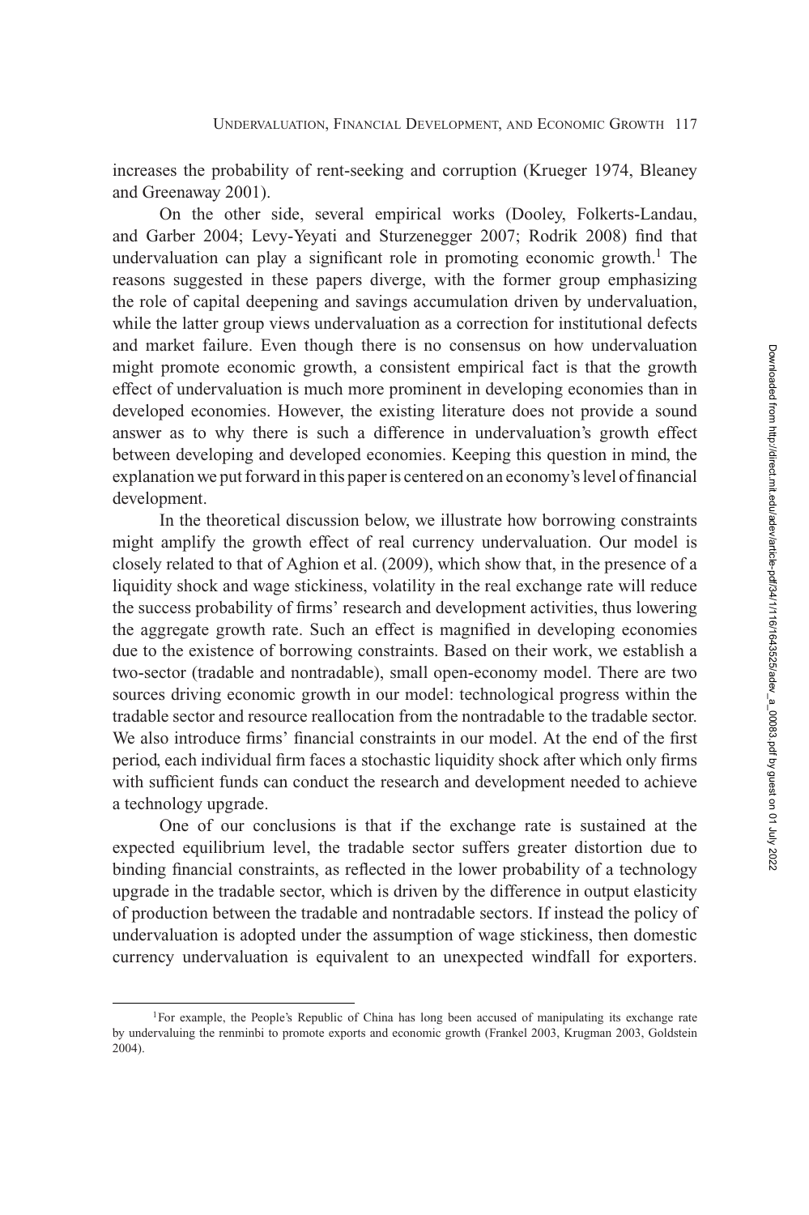increases the probability of rent-seeking and corruption (Krueger 1974, Bleaney and Greenaway 2001).

On the other side, several empirical works (Dooley, Folkerts-Landau, and Garber 2004; Levy-Yeyati and Sturzenegger 2007; Rodrik 2008) find that undervaluation can play a significant role in promoting economic growth.[1] The reasons suggested in these papers diverge, with the former group emphasizing the role of capital deepening and savings accumulation driven by undervaluation, while the latter group views undervaluation as a correction for institutional defects and market failure. Even though there is no consensus on how undervaluation might promote economic growth, a consistent empirical fact is that the growth effect of undervaluation is much more prominent in developing economies than in developed economies. However, the existing literature does not provide a sound answer as to why there is such a difference in undervaluation's growth effect between developing and developed economies. Keeping this question in mind, the explanation we put forward in this paper is centered on an economy's level of financial development.

In the theoretical discussion below, we illustrate how borrowing constraints might amplify the growth effect of real currency undervaluation. Our model is closely related to that of Aghion et al. (2009), which show that, in the presence of a liquidity shock and wage stickiness, volatility in the real exchange rate will reduce the success probability of firms' research and development activities, thus lowering the aggregate growth rate. Such an effect is magnified in developing economies due to the existence of borrowing constraints. Based on their work, we establish a two-sector (tradable and nontradable), small open-economy model. There are two sources driving economic growth in our model: technological progress within the tradable sector and resource reallocation from the nontradable to the tradable sector. We also introduce firms' financial constraints in our model. At the end of the first period, each individual firm faces a stochastic liquidity shock after which only firms with sufficient funds can conduct the research and development needed to achieve a technology upgrade.

One of our conclusions is that if the exchange rate is sustained at the expected equilibrium level, the tradable sector suffers greater distortion due to binding financial constraints, as reflected in the lower probability of a technology upgrade in the tradable sector, which is driven by the difference in output elasticity of production between the tradable and nontradable sectors. If instead the policy of undervaluation is adopted under the assumption of wage stickiness, then domestic currency undervaluation is equivalent to an unexpected windfall for exporters.

[1] For example, the People's Republic of China has long been accused of manipulating its exchange rate by undervaluing the renminbi to promote exports and economic growth (Frankel 2003, Krugman 2003, Goldstein 2004).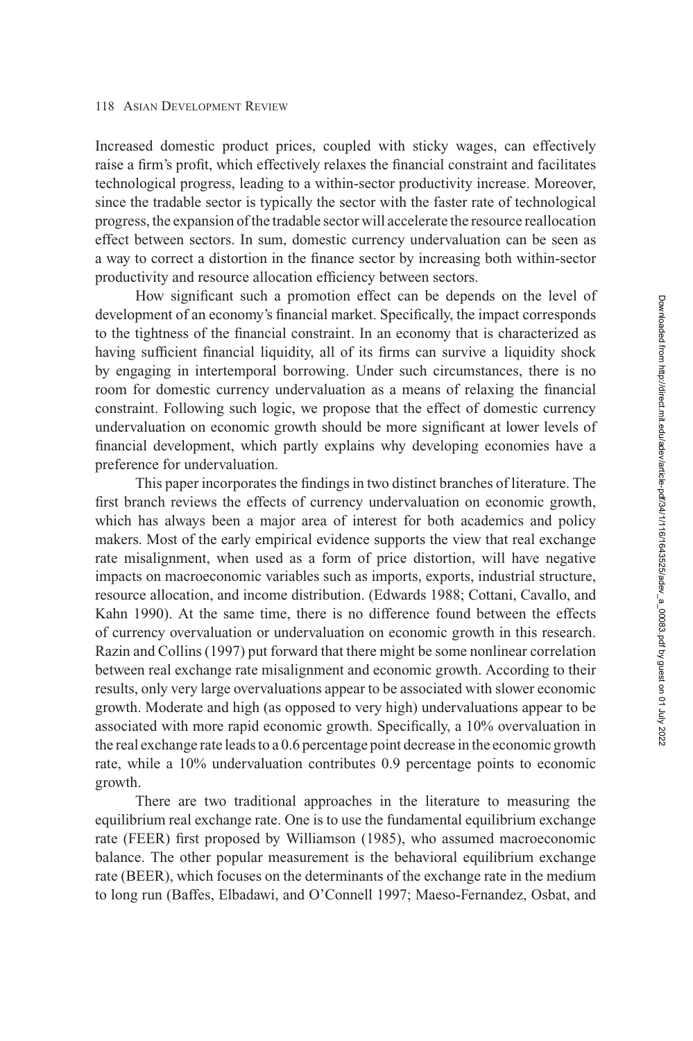Increased domestic product prices, coupled with sticky wages, can effectively raise a firm's profit, which effectively relaxes the financial constraint and facilitates technological progress, leading to a within-sector productivity increase. Moreover, since the tradable sector is typically the sector with the faster rate of technological progress, the expansion of the tradable sector will accelerate the resource reallocation effect between sectors. In sum, domestic currency undervaluation can be seen as a way to correct a distortion in the finance sector by increasing both within-sector productivity and resource allocation efficiency between sectors.

How significant such a promotion effect can be depends on the level of development of an economy's financial market. Specifically, the impact corresponds to the tightness of the financial constraint. In an economy that is characterized as having sufficient financial liquidity, all of its firms can survive a liquidity shock by engaging in intertemporal borrowing. Under such circumstances, there is no room for domestic currency undervaluation as a means of relaxing the financial constraint. Following such logic, we propose that the effect of domestic currency undervaluation on economic growth should be more significant at lower levels of financial development, which partly explains why developing economies have a preference for undervaluation.

This paper incorporates the findings in two distinct branches of literature. The first branch reviews the effects of currency undervaluation on economic growth, which has always been a major area of interest for both academics and policy makers. Most of the early empirical evidence supports the view that real exchange rate misalignment, when used as a form of price distortion, will have negative impacts on macroeconomic variables such as imports, exports, industrial structure, resource allocation, and income distribution. (Edwards 1988; Cottani, Cavallo, and Kahn 1990). At the same time, there is no difference found between the effects of currency overvaluation or undervaluation on economic growth in this research. Razin and Collins (1997) put forward that there might be some nonlinear correlation between real exchange rate misalignment and economic growth. According to their results, only very large overvaluations appear to be associated with slower economic growth. Moderate and high (as opposed to very high) undervaluations appear to be associated with more rapid economic growth. Specifically, a 10% overvaluation in the real exchange rate leads to a 0.6 percentage point decrease in the economic growth rate, while a 10% undervaluation contributes 0.9 percentage points to economic growth.

There are two traditional approaches in the literature to measuring the equilibrium real exchange rate. One is to use the fundamental equilibrium exchange rate (FEER) first proposed by Williamson (1985), who assumed macroeconomic balance. The other popular measurement is the behavioral equilibrium exchange rate (BEER), which focuses on the determinants of the exchange rate in the medium to long run (Baffes, Elbadawi, and O'Connell 1997; Maeso-Fernandez, Osbat, and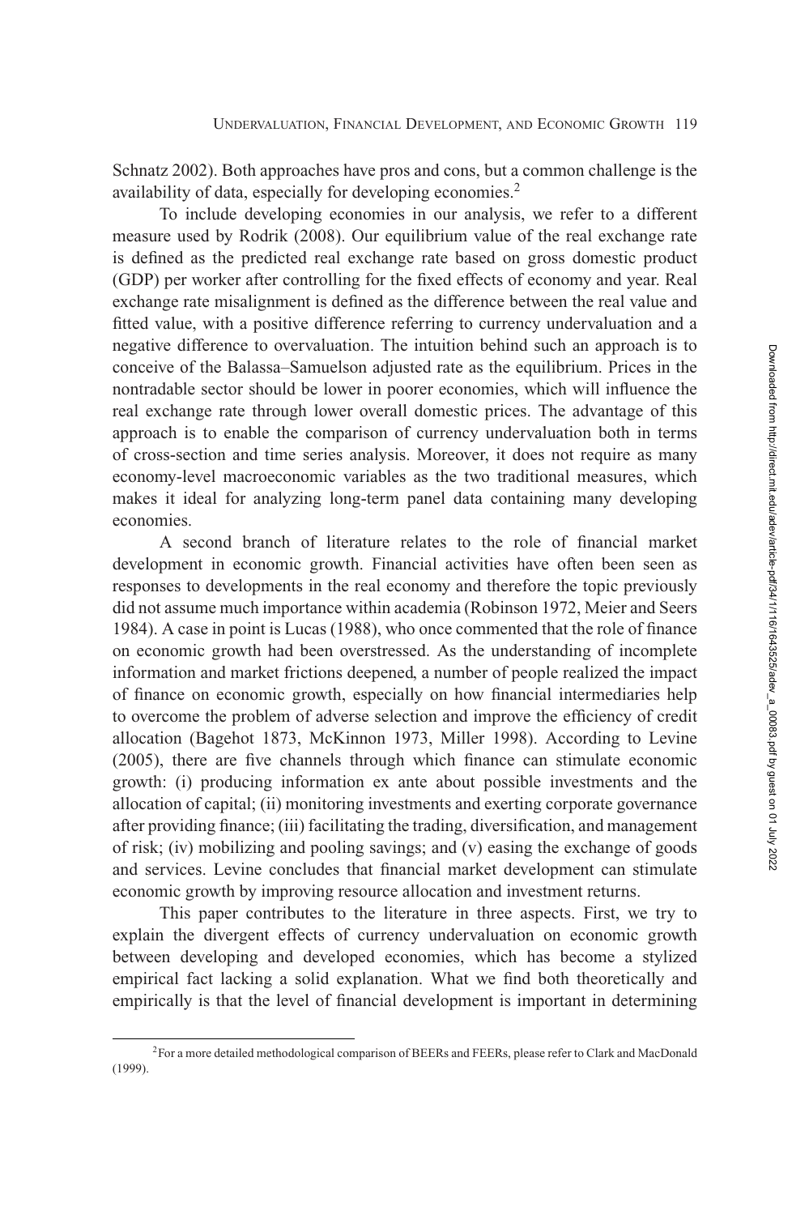Schnatz 2002). Both approaches have pros and cons, but a common challenge is the availability of data, especially for developing economies.[2]

To include developing economies in our analysis, we refer to a different measure used by Rodrik (2008). Our equilibrium value of the real exchange rate is defined as the predicted real exchange rate based on gross domestic product (GDP) per worker after controlling for the fixed effects of economy and year. Real exchange rate misalignment is defined as the difference between the real value and fitted value, with a positive difference referring to currency undervaluation and a negative difference to overvaluation. The intuition behind such an approach is to conceive of the Balassa–Samuelson adjusted rate as the equilibrium. Prices in the nontradable sector should be lower in poorer economies, which will influence the real exchange rate through lower overall domestic prices. The advantage of this approach is to enable the comparison of currency undervaluation both in terms of cross-section and time series analysis. Moreover, it does not require as many economy-level macroeconomic variables as the two traditional measures, which makes it ideal for analyzing long-term panel data containing many developing economies.

A second branch of literature relates to the role of financial market development in economic growth. Financial activities have often been seen as responses to developments in the real economy and therefore the topic previously did not assume much importance within academia (Robinson 1972, Meier and Seers 1984). A case in point is Lucas (1988), who once commented that the role of finance on economic growth had been overstressed. As the understanding of incomplete information and market frictions deepened, a number of people realized the impact of finance on economic growth, especially on how financial intermediaries help to overcome the problem of adverse selection and improve the efficiency of credit allocation (Bagehot 1873, McKinnon 1973, Miller 1998). According to Levine (2005), there are five channels through which finance can stimulate economic growth: (i) producing information ex ante about possible investments and the allocation of capital; (ii) monitoring investments and exerting corporate governance after providing finance; (iii) facilitating the trading, diversification, and management of risk; (iv) mobilizing and pooling savings; and (v) easing the exchange of goods and services. Levine concludes that financial market development can stimulate economic growth by improving resource allocation and investment returns.

This paper contributes to the literature in three aspects. First, we try to explain the divergent effects of currency undervaluation on economic growth between developing and developed economies, which has become a stylized empirical fact lacking a solid explanation. What we find both theoretically and empirically is that the level of financial development is important in determining

[2]For a more detailed methodological comparison of BEERs and FEERs, please refer to Clark and MacDonald (1999).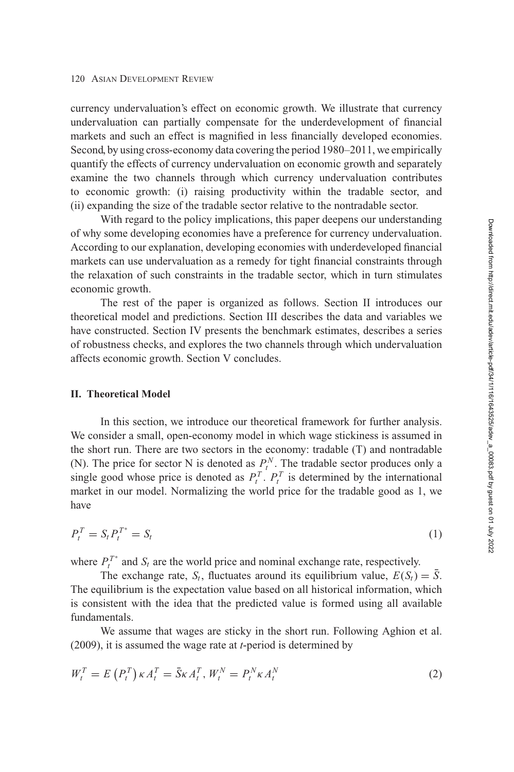currency undervaluation's effect on economic growth. We illustrate that currency undervaluation can partially compensate for the underdevelopment of financial markets and such an effect is magnified in less financially developed economies. Second, by using cross-economy data covering the period 1980–2011, we empirically quantify the effects of currency undervaluation on economic growth and separately examine the two channels through which currency undervaluation contributes to economic growth: (i) raising productivity within the tradable sector, and (ii) expanding the size of the tradable sector relative to the nontradable sector.

With regard to the policy implications, this paper deepens our understanding of why some developing economies have a preference for currency undervaluation. According to our explanation, developing economies with underdeveloped financial markets can use undervaluation as a remedy for tight financial constraints through the relaxation of such constraints in the tradable sector, which in turn stimulates economic growth.

The rest of the paper is organized as follows. Section II introduces our theoretical model and predictions. Section III describes the data and variables we have constructed. Section IV presents the benchmark estimates, describes a series of robustness checks, and explores the two channels through which undervaluation affects economic growth. Section V concludes.

## II. Theoretical Model

In this section, we introduce our theoretical framework for further analysis. We consider a small, open-economy model in which wage stickiness is assumed in the short run. There are two sectors in the economy: tradable (T) and nontradable (N). The price for sector N is denoted as $P_t^N$. The tradable sector produces only a single good whose price is denoted as $P_t^T$. $P_t^T$ is determined by the international market in our model. Normalizing the world price for the tradable good as 1, we have

$$P_t^T = S_t P_t^{T^*} = S_t \tag{1}$$

where $P_t^{T^*}$ and $S_t$ are the world price and nominal exchange rate, respectively.

The exchange rate, $S_t$, fluctuates around its equilibrium value, $E(S_t) = \bar{S}$. The equilibrium is the expectation value based on all historical information, which is consistent with the idea that the predicted value is formed using all available fundamentals.

We assume that wages are sticky in the short run. Following Aghion et al. (2009), it is assumed the wage rate at $t$-period is determined by

$$W_t^T = E\left(P_t^T\right) \kappa A_t^T = \bar{S} \kappa A_t^T, \; W_t^N = P_t^N \kappa A_t^N \tag{2}$$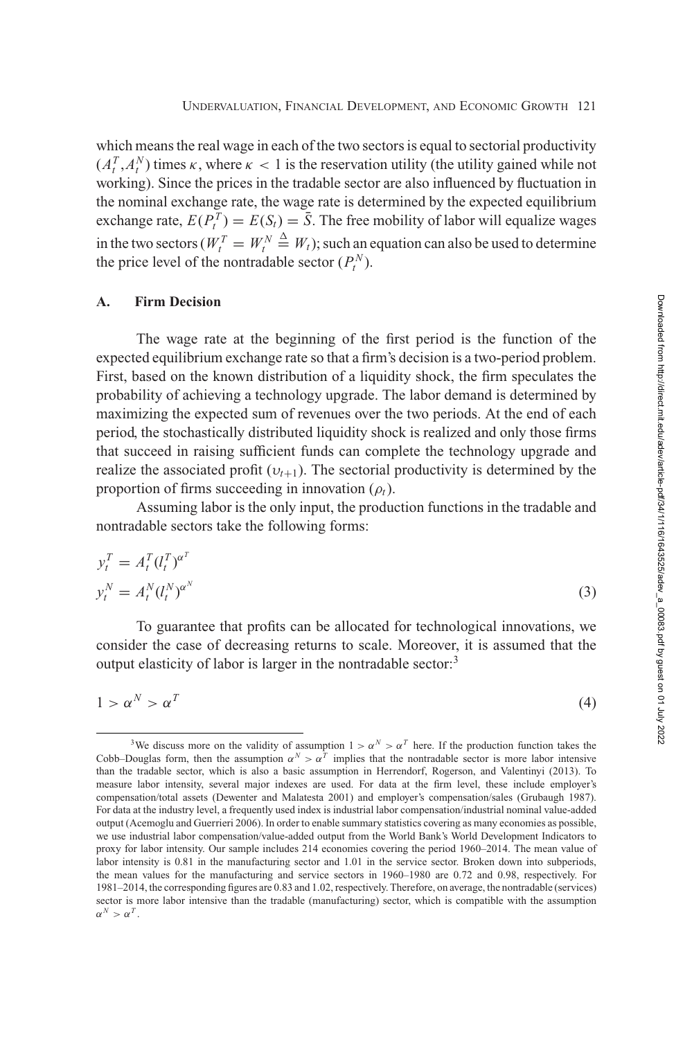which means the real wage in each of the two sectors is equal to sectorial productivity $(A_t^T, A_t^N)$ times $\kappa$, where $\kappa < 1$ is the reservation utility (the utility gained while not working). Since the prices in the tradable sector are also influenced by fluctuation in the nominal exchange rate, the wage rate is determined by the expected equilibrium exchange rate, $E(P_t^T) = E(S_t) = \bar{S}$. The free mobility of labor will equalize wages in the two sectors ($W_t^T = W_t^N \triangleq W_t$); such an equation can also be used to determine the price level of the nontradable sector ($P_t^N$).

### A. Firm Decision

The wage rate at the beginning of the first period is the function of the expected equilibrium exchange rate so that a firm's decision is a two-period problem. First, based on the known distribution of a liquidity shock, the firm speculates the probability of achieving a technology upgrade. The labor demand is determined by maximizing the expected sum of revenues over the two periods. At the end of each period, the stochastically distributed liquidity shock is realized and only those firms that succeed in raising sufficient funds can complete the technology upgrade and realize the associated profit ($\upsilon_{t+1}$). The sectorial productivity is determined by the proportion of firms succeeding in innovation ($\rho_t$).

Assuming labor is the only input, the production functions in the tradable and nontradable sectors take the following forms:

$$
\begin{aligned}
y_t^T &= A_t^T (l_t^T)^{\alpha^T} \\
y_t^N &= A_t^N (l_t^N)^{\alpha^N}
\end{aligned}
\tag{3}
$$

To guarantee that profits can be allocated for technological innovations, we consider the case of decreasing returns to scale. Moreover, it is assumed that the output elasticity of labor is larger in the nontradable sector:[3]

$$
1 > \alpha^N > \alpha^T \tag{4}
$$

---

[3]We discuss more on the validity of assumption $1 > \alpha^N > \alpha^T$ here. If the production function takes the Cobb–Douglas form, then the assumption $\alpha^N > \alpha^T$ implies that the nontradable sector is more labor intensive than the tradable sector, which is also a basic assumption in Herrendorf, Rogerson, and Valentinyi (2013). To measure labor intensity, several major indexes are used. For data at the firm level, these include employer's compensation/total assets (Dewenter and Malatesta 2001) and employer's compensation/sales (Grubaugh 1987). For data at the industry level, a frequently used index is industrial labor compensation/industrial nominal value-added output (Acemoglu and Guerrieri 2006). In order to enable summary statistics covering as many economies as possible, we use industrial labor compensation/value-added output from the World Bank's World Development Indicators to proxy for labor intensity. Our sample includes 214 economies covering the period 1960–2014. The mean value of labor intensity is 0.81 in the manufacturing sector and 1.01 in the service sector. Broken down into subperiods, the mean values for the manufacturing and service sectors in 1960–1980 are 0.72 and 0.98, respectively. For 1981–2014, the corresponding figures are 0.83 and 1.02, respectively. Therefore, on average, the nontradable (services) sector is more labor intensive than the tradable (manufacturing) sector, which is compatible with the assumption $\alpha^N > \alpha^T$.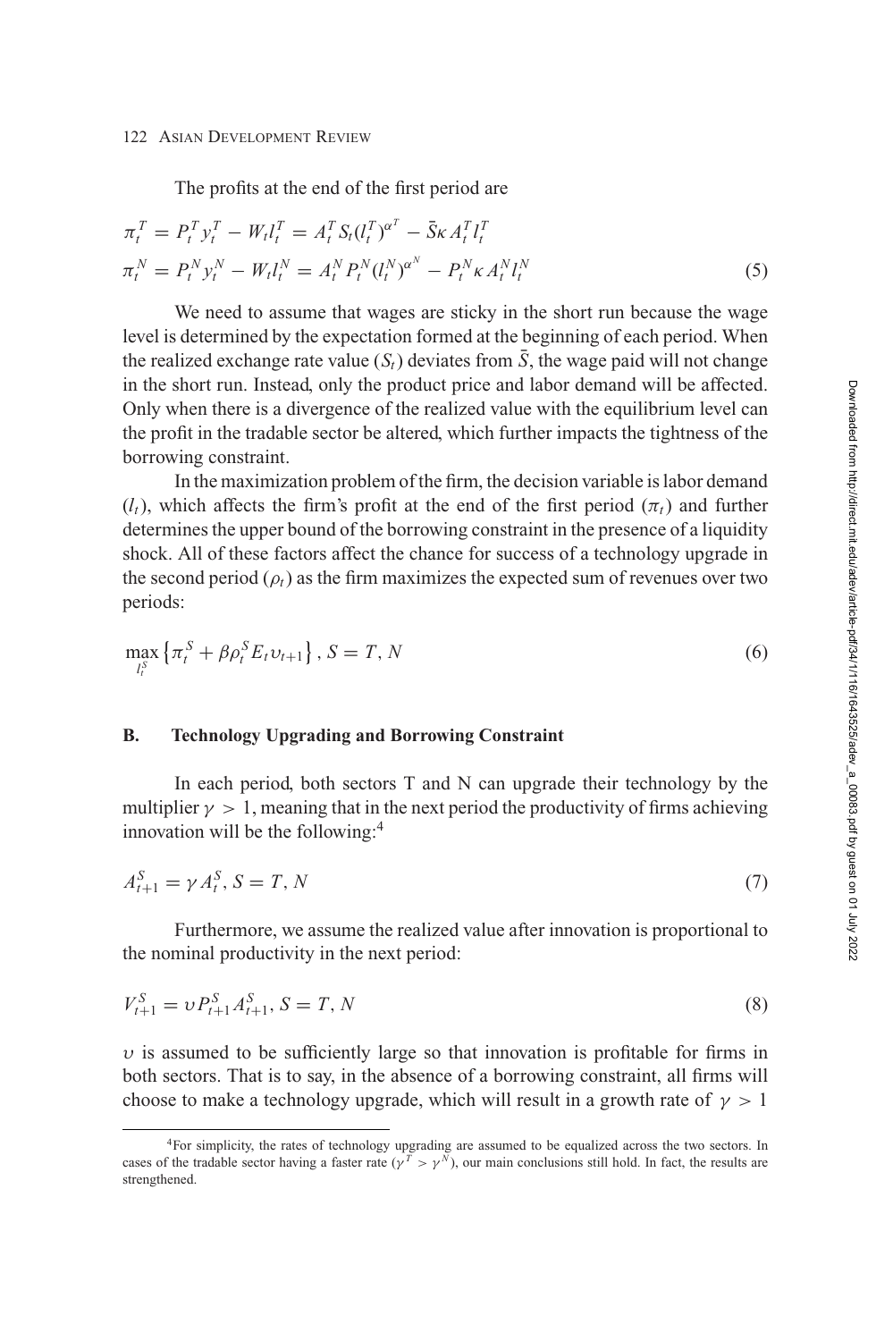The profits at the end of the first period are

$$\pi_t^T = P_t^T y_t^T - W_t l_t^T = A_t^T S_t (l_t^T)^{\alpha^T} - \bar{S}\kappa A_t^T l_t^T$$

$$\pi_t^N = P_t^N y_t^N - W_t l_t^N = A_t^N P_t^N (l_t^N)^{\alpha^N} - P_t^N \kappa A_t^N l_t^N \tag{5}$$

We need to assume that wages are sticky in the short run because the wage level is determined by the expectation formed at the beginning of each period. When the realized exchange rate value ($S_t$) deviates from $\bar{S}$, the wage paid will not change in the short run. Instead, only the product price and labor demand will be affected. Only when there is a divergence of the realized value with the equilibrium level can the profit in the tradable sector be altered, which further impacts the tightness of the borrowing constraint.

In the maximization problem of the firm, the decision variable is labor demand ($l_t$), which affects the firm's profit at the end of the first period ($\pi_t$) and further determines the upper bound of the borrowing constraint in the presence of a liquidity shock. All of these factors affect the chance for success of a technology upgrade in the second period ($\rho_t$) as the firm maximizes the expected sum of revenues over two periods:

$$\max_{l_t^S} \left\{ \pi_t^S + \beta \rho_t^S E_t \upsilon_{t+1} \right\}, \, S = T, N \tag{6}$$

## B. Technology Upgrading and Borrowing Constraint

In each period, both sectors T and N can upgrade their technology by the multiplier $\gamma > 1$, meaning that in the next period the productivity of firms achieving innovation will be the following:[4]

$$A_{t+1}^S = \gamma A_t^S, \, S = T, N \tag{7}$$

Furthermore, we assume the realized value after innovation is proportional to the nominal productivity in the next period:

$$V_{t+1}^S = \upsilon P_{t+1}^S A_{t+1}^S, \, S = T, N \tag{8}$$

$\upsilon$ is assumed to be sufficiently large so that innovation is profitable for firms in both sectors. That is to say, in the absence of a borrowing constraint, all firms will choose to make a technology upgrade, which will result in a growth rate of $\gamma > 1$

[4]For simplicity, the rates of technology upgrading are assumed to be equalized across the two sectors. In cases of the tradable sector having a faster rate ($\gamma^T > \gamma^N$), our main conclusions still hold. In fact, the results are strengthened.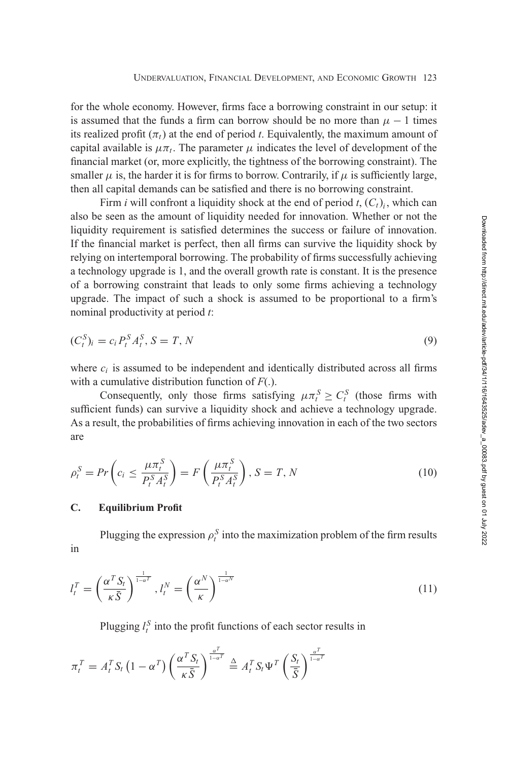for the whole economy. However, firms face a borrowing constraint in our setup: it is assumed that the funds a firm can borrow should be no more than $\mu - 1$ times its realized profit ($\pi_t$) at the end of period $t$. Equivalently, the maximum amount of capital available is $\mu\pi_t$. The parameter $\mu$ indicates the level of development of the financial market (or, more explicitly, the tightness of the borrowing constraint). The smaller $\mu$ is, the harder it is for firms to borrow. Contrarily, if $\mu$ is sufficiently large, then all capital demands can be satisfied and there is no borrowing constraint.

Firm $i$ will confront a liquidity shock at the end of period $t$, $(C_t)_i$, which can also be seen as the amount of liquidity needed for innovation. Whether or not the liquidity requirement is satisfied determines the success or failure of innovation. If the financial market is perfect, then all firms can survive the liquidity shock by relying on intertemporal borrowing. The probability of firms successfully achieving a technology upgrade is 1, and the overall growth rate is constant. It is the presence of a borrowing constraint that leads to only some firms achieving a technology upgrade. The impact of such a shock is assumed to be proportional to a firm's nominal productivity at period $t$:

$$(C_t^S)_i = c_i P_t^S A_t^S, S = T, N \tag{9}$$

where $c_i$ is assumed to be independent and identically distributed across all firms with a cumulative distribution function of $F(.)$.

Consequently, only those firms satisfying $\mu\pi_t^S \geq C_t^S$ (those firms with sufficient funds) can survive a liquidity shock and achieve a technology upgrade. As a result, the probabilities of firms achieving innovation in each of the two sectors are

$$\rho_t^S = Pr\left(c_i \leq \frac{\mu\pi_t^S}{P_t^S A_t^S}\right) = F\left(\frac{\mu\pi_t^S}{P_t^S A_t^S}\right), S = T, N \tag{10}$$

### C. Equilibrium Profit

Plugging the expression $\rho_t^S$ into the maximization problem of the firm results in

$$l_t^T = \left(\frac{\alpha^T S_t}{\kappa \bar{S}}\right)^{\frac{1}{1-\alpha^T}}, l_t^N = \left(\frac{\alpha^N}{\kappa}\right)^{\frac{1}{1-\alpha^N}} \tag{11}$$

Plugging $l_t^S$ into the profit functions of each sector results in

$$\pi_t^T = A_t^T S_t \left(1 - \alpha^T\right) \left(\frac{\alpha^T S_t}{\kappa \bar{S}}\right)^{\frac{\alpha^T}{1-\alpha^T}} \triangleq A_t^T S_t \Psi^T \left(\frac{S_t}{\bar{S}}\right)^{\frac{\alpha^T}{1-\alpha^T}}$$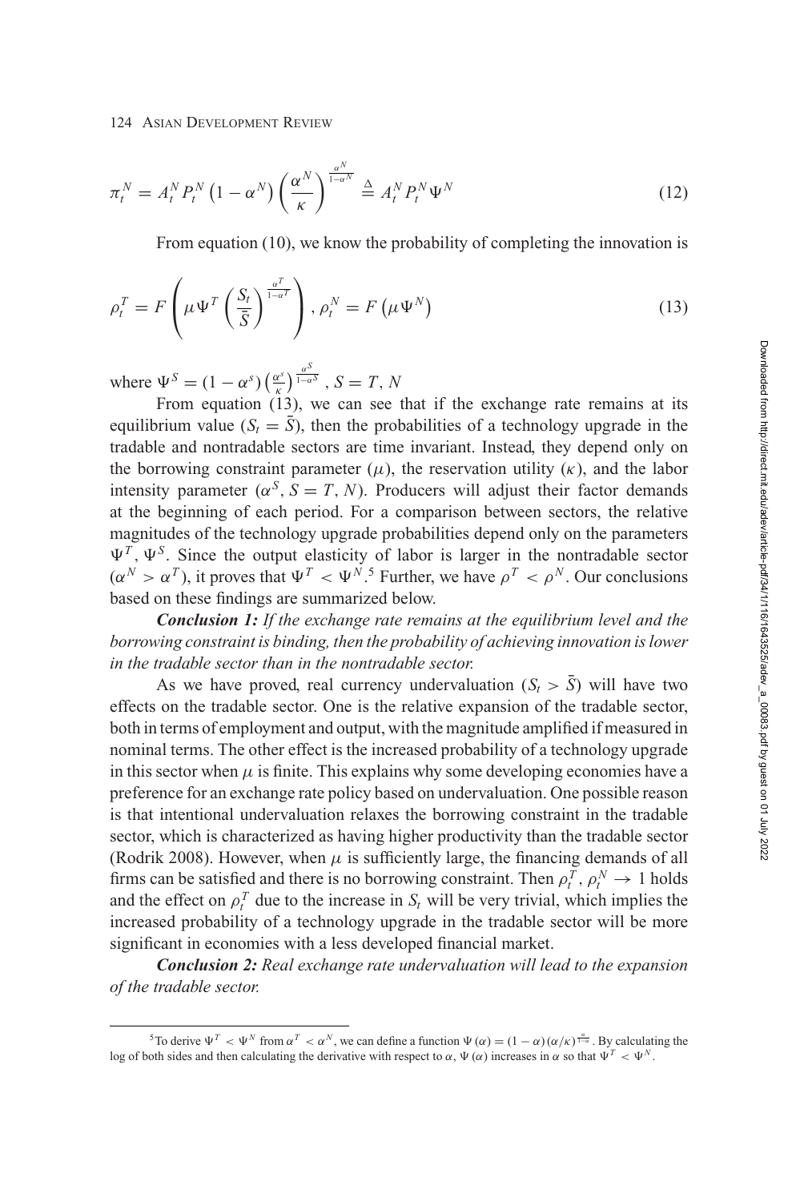$$\pi_t^N = A_t^N P_t^N \left(1 - \alpha^N\right) \left(\frac{\alpha^N}{\kappa}\right)^{\frac{\alpha^N}{1-\alpha^N}} \triangleq A_t^N P_t^N \Psi^N \tag{12}$$

From equation (10), we know the probability of completing the innovation is

$$\rho_t^T = F\left(\mu \Psi^T \left(\frac{S_t}{\bar{S}}\right)^{\frac{\alpha^T}{1-\alpha^T}}\right), \rho_t^N = F\left(\mu \Psi^N\right) \tag{13}$$

where $\Psi^S = (1 - \alpha^s)\left(\frac{\alpha^s}{\kappa}\right)^{\frac{\alpha^S}{1-\alpha^S}}$, $S = T, N$

From equation (13), we can see that if the exchange rate remains at its equilibrium value ($S_t = \bar{S}$), then the probabilities of a technology upgrade in the tradable and nontradable sectors are time invariant. Instead, they depend only on the borrowing constraint parameter ($\mu$), the reservation utility ($\kappa$), and the labor intensity parameter ($\alpha^S$, $S = T, N$). Producers will adjust their factor demands at the beginning of each period. For a comparison between sectors, the relative magnitudes of the technology upgrade probabilities depend only on the parameters $\Psi^T$, $\Psi^S$. Since the output elasticity of labor is larger in the nontradable sector ($\alpha^N > \alpha^T$), it proves that $\Psi^T < \Psi^N$.[5] Further, we have $\rho^T < \rho^N$. Our conclusions based on these findings are summarized below.

***Conclusion 1:*** *If the exchange rate remains at the equilibrium level and the borrowing constraint is binding, then the probability of achieving innovation is lower in the tradable sector than in the nontradable sector.*

As we have proved, real currency undervaluation ($S_t > \bar{S}$) will have two effects on the tradable sector. One is the relative expansion of the tradable sector, both in terms of employment and output, with the magnitude amplified if measured in nominal terms. The other effect is the increased probability of a technology upgrade in this sector when $\mu$ is finite. This explains why some developing economies have a preference for an exchange rate policy based on undervaluation. One possible reason is that intentional undervaluation relaxes the borrowing constraint in the tradable sector, which is characterized as having higher productivity than the tradable sector (Rodrik 2008). However, when $\mu$ is sufficiently large, the financing demands of all firms can be satisfied and there is no borrowing constraint. Then $\rho_t^T, \rho_t^N \rightarrow 1$ holds and the effect on $\rho_t^T$ due to the increase in $S_t$ will be very trivial, which implies the increased probability of a technology upgrade in the tradable sector will be more significant in economies with a less developed financial market.

***Conclusion 2:*** *Real exchange rate undervaluation will lead to the expansion of the tradable sector.*

---

[5] To derive $\Psi^T < \Psi^N$ from $\alpha^T < \alpha^N$, we can define a function $\Psi(\alpha) = (1 - \alpha)(\alpha/\kappa)^{\frac{\alpha}{1-\alpha}}$. By calculating the log of both sides and then calculating the derivative with respect to $\alpha$, $\Psi(\alpha)$ increases in $\alpha$ so that $\Psi^T < \Psi^N$.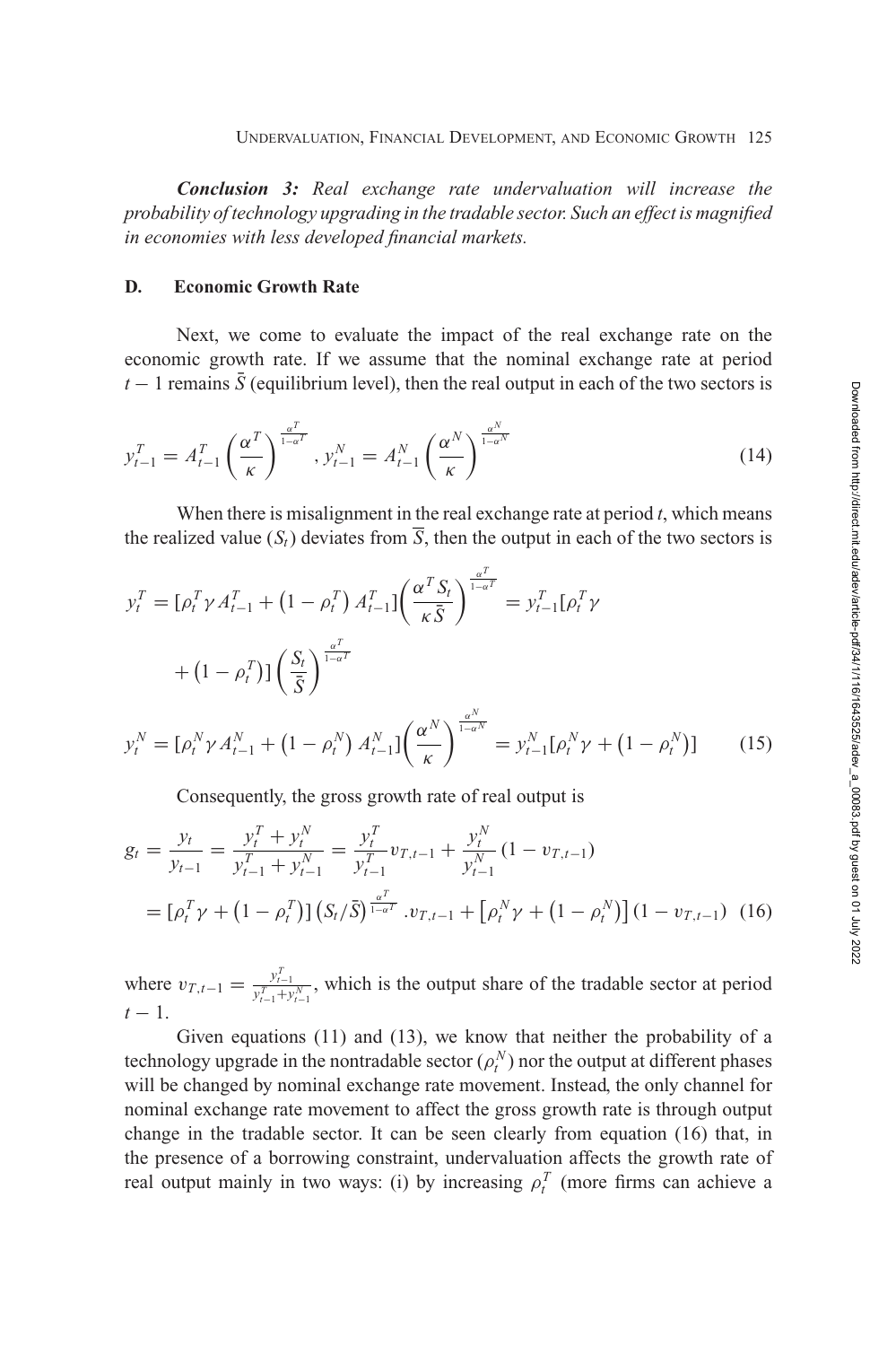***Conclusion 3:*** *Real exchange rate undervaluation will increase the probability of technology upgrading in the tradable sector. Such an effect is magnified in economies with less developed financial markets.*

### D. Economic Growth Rate

Next, we come to evaluate the impact of the real exchange rate on the economic growth rate. If we assume that the nominal exchange rate at period $t-1$ remains $\bar{S}$ (equilibrium level), then the real output in each of the two sectors is

$$
y_{t-1}^{T} = A_{t-1}^{T}\left(\frac{\alpha^{T}}{\kappa}\right)^{\frac{\alpha^{T}}{1-\alpha^{T}}},\; y_{t-1}^{N} = A_{t-1}^{N}\left(\frac{\alpha^{N}}{\kappa}\right)^{\frac{\alpha^{N}}{1-\alpha^{N}}} \tag{14}
$$

When there is misalignment in the real exchange rate at period $t$, which means the realized value ($S_t$) deviates from $\overline{S}$, then the output in each of the two sectors is

$$
\begin{aligned}
y_{t}^{T} &= [\rho_{t}^{T}\gamma A_{t-1}^{T} + (1-\rho_{t}^{T})\,A_{t-1}^{T}]\left(\frac{\alpha^{T}S_{t}}{\kappa\bar{S}}\right)^{\frac{\alpha^{T}}{1-\alpha^{T}}} = y_{t-1}^{T}[\rho_{t}^{T}\gamma \\
&\quad + (1-\rho_{t}^{T})]\left(\frac{S_{t}}{\bar{S}}\right)^{\frac{\alpha^{T}}{1-\alpha^{T}}} \\
y_{t}^{N} &= [\rho_{t}^{N}\gamma A_{t-1}^{N} + (1-\rho_{t}^{N})\,A_{t-1}^{N}]\left(\frac{\alpha^{N}}{\kappa}\right)^{\frac{\alpha^{N}}{1-\alpha^{N}}} = y_{t-1}^{N}[\rho_{t}^{N}\gamma + (1-\rho_{t}^{N})]
\end{aligned} \tag{15}
$$

Consequently, the gross growth rate of real output is

$$
\begin{aligned}
g_{t} &= \frac{y_{t}}{y_{t-1}} = \frac{y_{t}^{T}+y_{t}^{N}}{y_{t-1}^{T}+y_{t-1}^{N}} = \frac{y_{t}^{T}}{y_{t-1}^{T}}v_{T,t-1} + \frac{y_{t}^{N}}{y_{t-1}^{N}}(1-v_{T,t-1}) \\
&= [\rho_{t}^{T}\gamma + (1-\rho_{t}^{T})]\left(S_{t}/\bar{S}\right)^{\frac{\alpha^{T}}{1-\alpha^{T}}}.v_{T,t-1} + \left[\rho_{t}^{N}\gamma + (1-\rho_{t}^{N})\right](1-v_{T,t-1})
\end{aligned} \tag{16}
$$

where $v_{T,t-1} = \frac{y_{t-1}^{T}}{y_{t-1}^{T}+y_{t-1}^{N}}$, which is the output share of the tradable sector at period $t-1$.

Given equations (11) and (13), we know that neither the probability of a technology upgrade in the nontradable sector ($\rho_t^N$) nor the output at different phases will be changed by nominal exchange rate movement. Instead, the only channel for nominal exchange rate movement to affect the gross growth rate is through output change in the tradable sector. It can be seen clearly from equation (16) that, in the presence of a borrowing constraint, undervaluation affects the growth rate of real output mainly in two ways: (i) by increasing $\rho_t^T$ (more firms can achieve a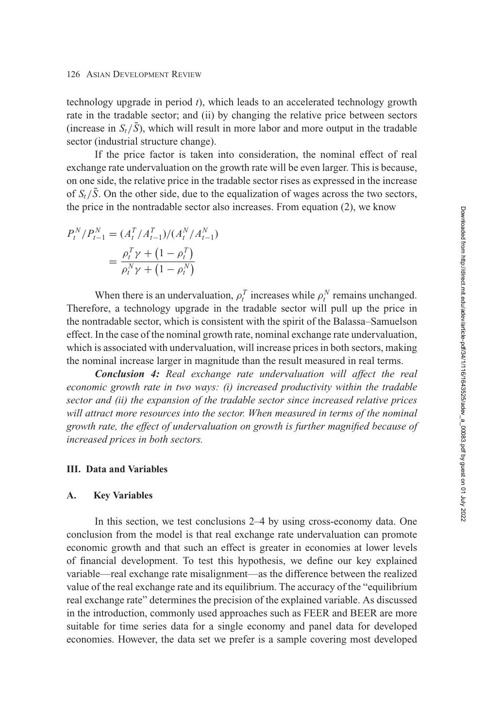technology upgrade in period $t$), which leads to an accelerated technology growth rate in the tradable sector; and (ii) by changing the relative price between sectors (increase in $S_t/\bar{S}$), which will result in more labor and more output in the tradable sector (industrial structure change).

If the price factor is taken into consideration, the nominal effect of real exchange rate undervaluation on the growth rate will be even larger. This is because, on one side, the relative price in the tradable sector rises as expressed in the increase of $S_t/\bar{S}$. On the other side, due to the equalization of wages across the two sectors, the price in the nontradable sector also increases. From equation (2), we know

$$
\begin{aligned}
P_t^N/P_{t-1}^N &= (A_t^T/A_{t-1}^T)/(A_t^N/A_{t-1}^N) \\
&= \frac{\rho_t^T \gamma + \left(1 - \rho_t^T\right)}{\rho_t^N \gamma + \left(1 - \rho_t^N\right)}
\end{aligned}
$$

When there is an undervaluation, $\rho_t^T$ increases while $\rho_t^N$ remains unchanged. Therefore, a technology upgrade in the tradable sector will pull up the price in the nontradable sector, which is consistent with the spirit of the Balassa–Samuelson effect. In the case of the nominal growth rate, nominal exchange rate undervaluation, which is associated with undervaluation, will increase prices in both sectors, making the nominal increase larger in magnitude than the result measured in real terms.

***Conclusion 4:*** *Real exchange rate undervaluation will affect the real economic growth rate in two ways: (i) increased productivity within the tradable sector and (ii) the expansion of the tradable sector since increased relative prices will attract more resources into the sector. When measured in terms of the nominal growth rate, the effect of undervaluation on growth is further magnified because of increased prices in both sectors.*

## III. Data and Variables

### A. Key Variables

In this section, we test conclusions 2–4 by using cross-economy data. One conclusion from the model is that real exchange rate undervaluation can promote economic growth and that such an effect is greater in economies at lower levels of financial development. To test this hypothesis, we define our key explained variable—real exchange rate misalignment—as the difference between the realized value of the real exchange rate and its equilibrium. The accuracy of the "equilibrium real exchange rate" determines the precision of the explained variable. As discussed in the introduction, commonly used approaches such as FEER and BEER are more suitable for time series data for a single economy and panel data for developed economies. However, the data set we prefer is a sample covering most developed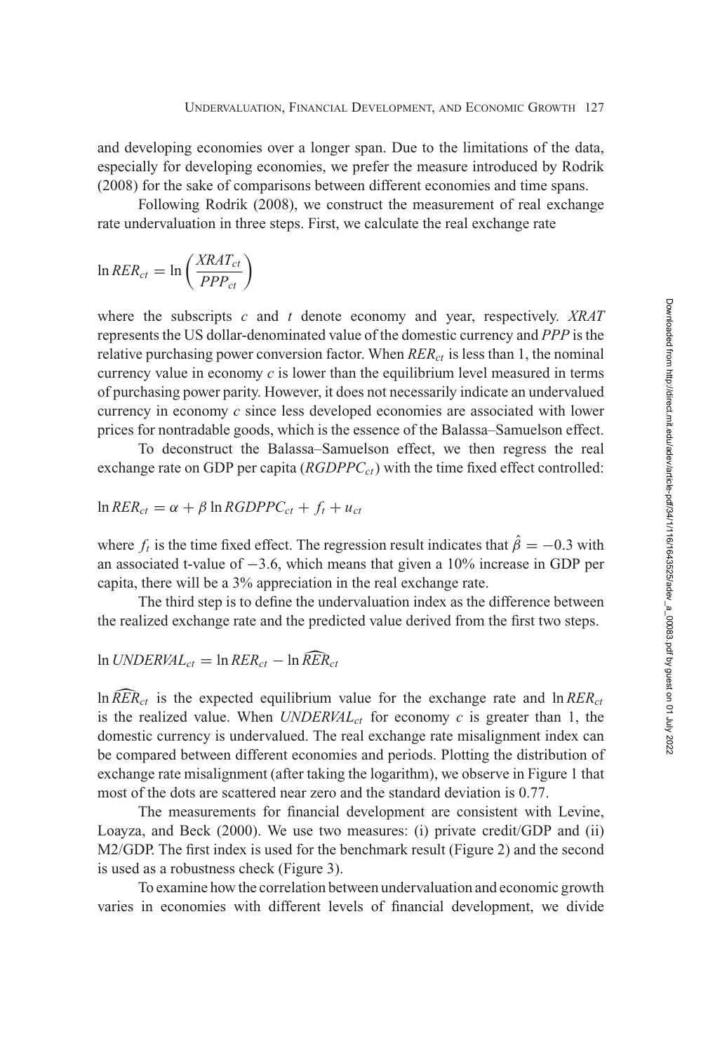and developing economies over a longer span. Due to the limitations of the data, especially for developing economies, we prefer the measure introduced by Rodrik (2008) for the sake of comparisons between different economies and time spans.

Following Rodrik (2008), we construct the measurement of real exchange rate undervaluation in three steps. First, we calculate the real exchange rate

$$\ln RER_{ct} = \ln\left(\frac{XRAT_{ct}}{PPP_{ct}}\right)$$

where the subscripts $c$ and $t$ denote economy and year, respectively. *XRAT* represents the US dollar-denominated value of the domestic currency and *PPP* is the relative purchasing power conversion factor. When $RER_{ct}$ is less than 1, the nominal currency value in economy $c$ is lower than the equilibrium level measured in terms of purchasing power parity. However, it does not necessarily indicate an undervalued currency in economy $c$ since less developed economies are associated with lower prices for nontradable goods, which is the essence of the Balassa–Samuelson effect.

To deconstruct the Balassa–Samuelson effect, we then regress the real exchange rate on GDP per capita ($RGDPPC_{ct}$) with the time fixed effect controlled:

$$\ln RER_{ct} = \alpha + \beta \ln RGDPPC_{ct} + f_t + u_{ct}$$

where $f_t$ is the time fixed effect. The regression result indicates that $\hat{\beta} = -0.3$ with an associated t-value of $-3.6$, which means that given a 10% increase in GDP per capita, there will be a 3% appreciation in the real exchange rate.

The third step is to define the undervaluation index as the difference between the realized exchange rate and the predicted value derived from the first two steps.

$$\ln UNDERVAL_{ct} = \ln RER_{ct} - \ln \widehat{RER}_{ct}$$

$\ln \widehat{RER}_{ct}$ is the expected equilibrium value for the exchange rate and $\ln RER_{ct}$ is the realized value. When $UNDERVAL_{ct}$ for economy $c$ is greater than 1, the domestic currency is undervalued. The real exchange rate misalignment index can be compared between different economies and periods. Plotting the distribution of exchange rate misalignment (after taking the logarithm), we observe in Figure 1 that most of the dots are scattered near zero and the standard deviation is 0.77.

The measurements for financial development are consistent with Levine, Loayza, and Beck (2000). We use two measures: (i) private credit/GDP and (ii) M2/GDP. The first index is used for the benchmark result (Figure 2) and the second is used as a robustness check (Figure 3).

To examine how the correlation between undervaluation and economic growth varies in economies with different levels of financial development, we divide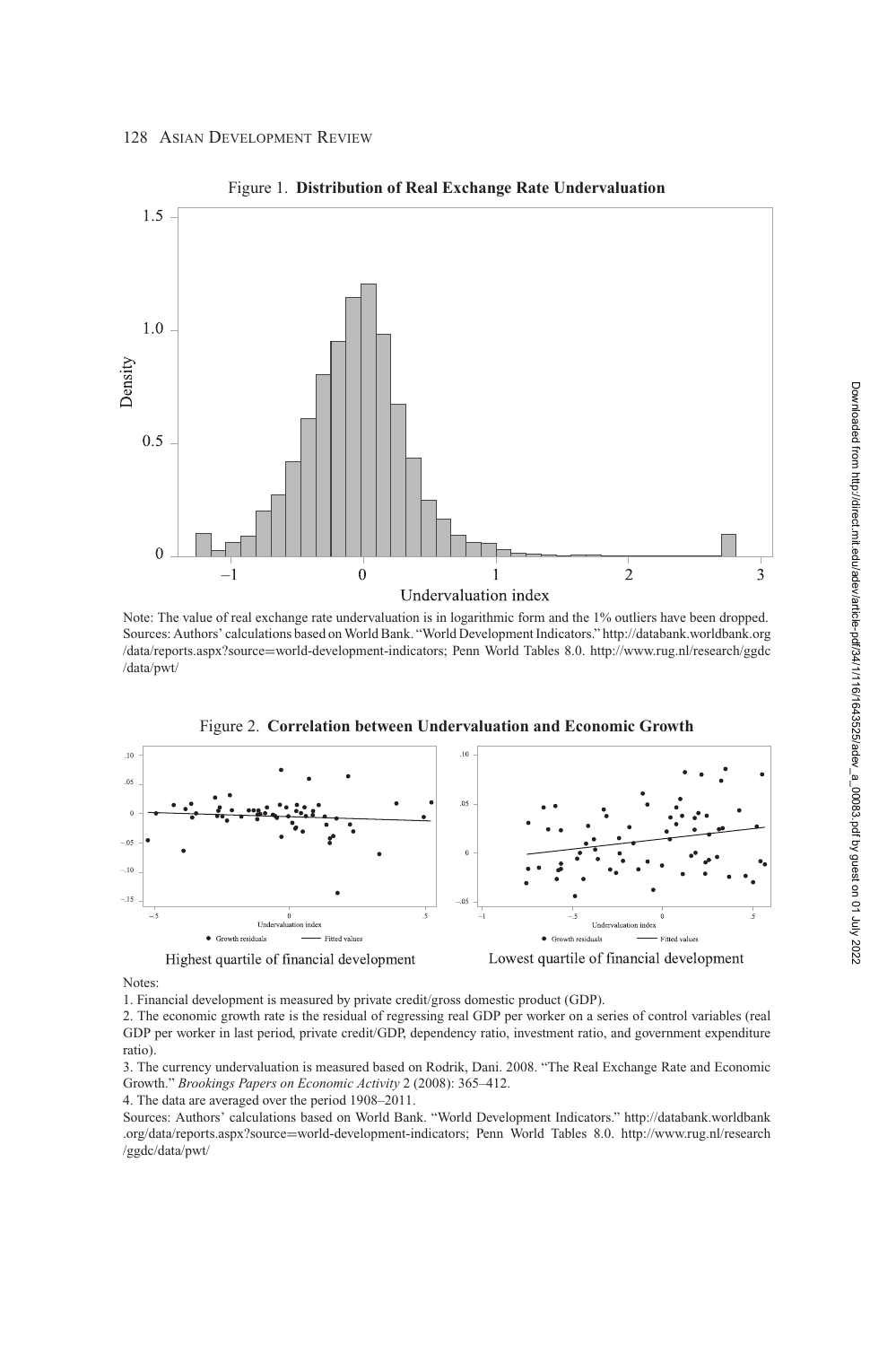Figure 1. **Distribution of Real Exchange Rate Undervaluation**

Note: The value of real exchange rate undervaluation is in logarithmic form and the 1% outliers have been dropped.
Sources: Authors' calculations based on World Bank. "World Development Indicators." http://databank.worldbank.org/data/reports.aspx?source=world-development-indicators; Penn World Tables 8.0. http://www.rug.nl/research/ggdc/data/pwt/

Figure 2. **Correlation between Undervaluation and Economic Growth**

Highest quartile of financial development

Lowest quartile of financial development

Notes:

1. Financial development is measured by private credit/gross domestic product (GDP).
2. The economic growth rate is the residual of regressing real GDP per worker on a series of control variables (real GDP per worker in last period, private credit/GDP, dependency ratio, investment ratio, and government expenditure ratio).
3. The currency undervaluation is measured based on Rodrik, Dani. 2008. "The Real Exchange Rate and Economic Growth." *Brookings Papers on Economic Activity* 2 (2008): 365–412.
4. The data are averaged over the period 1908–2011.

Sources: Authors' calculations based on World Bank. "World Development Indicators." http://databank.worldbank.org/data/reports.aspx?source=world-development-indicators; Penn World Tables 8.0. http://www.rug.nl/research/ggdc/data/pwt/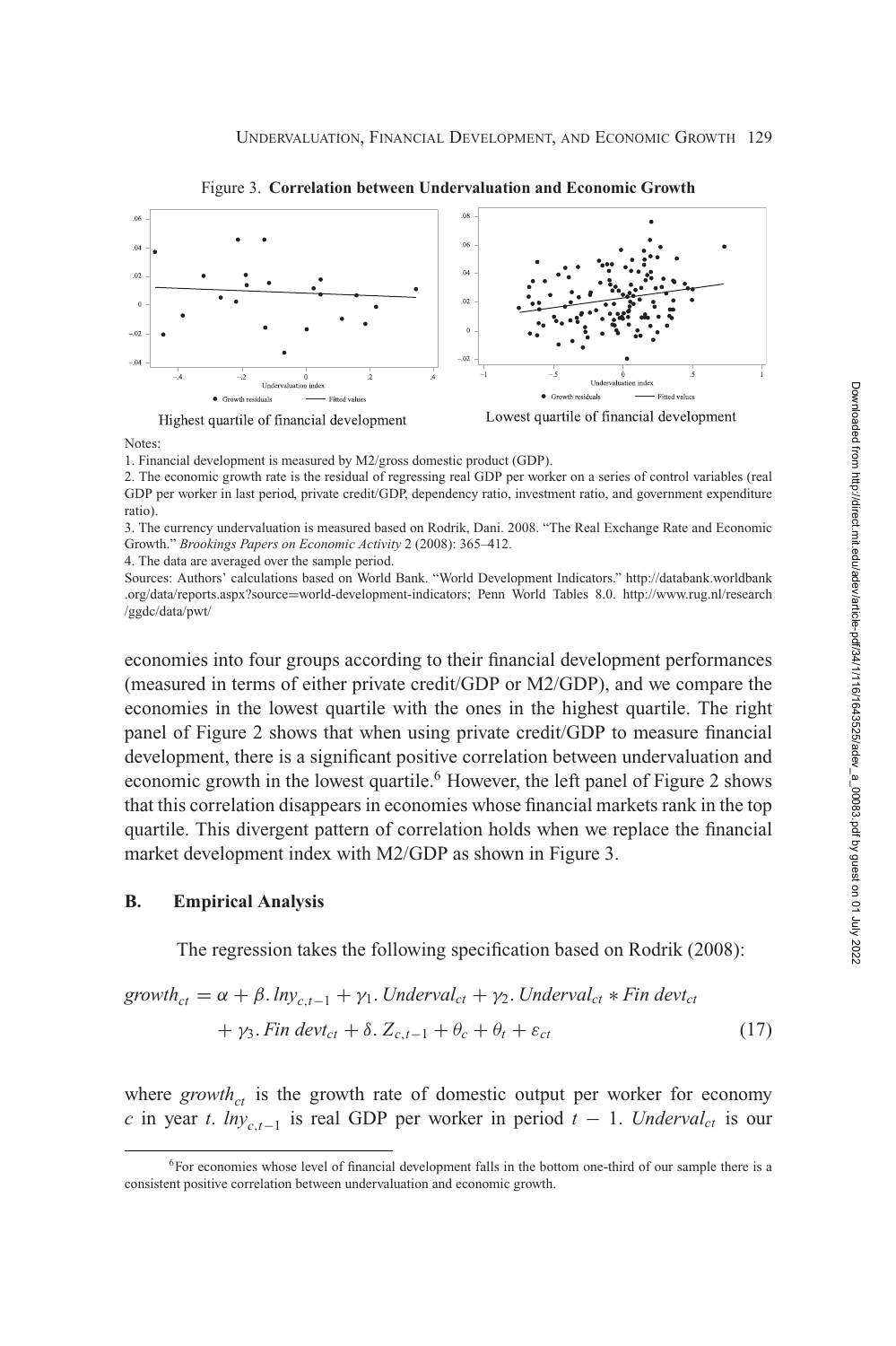Figure 3. **Correlation between Undervaluation and Economic Growth**

Highest quartile of financial development

Lowest quartile of financial development

Notes:

1. Financial development is measured by M2/gross domestic product (GDP).
2. The economic growth rate is the residual of regressing real GDP per worker on a series of control variables (real GDP per worker in last period, private credit/GDP, dependency ratio, investment ratio, and government expenditure ratio).
3. The currency undervaluation is measured based on Rodrik, Dani. 2008. "The Real Exchange Rate and Economic Growth." *Brookings Papers on Economic Activity* 2 (2008): 365–412.
4. The data are averaged over the sample period.

Sources: Authors' calculations based on World Bank. "World Development Indicators." http://databank.worldbank.org/data/reports.aspx?source=world-development-indicators; Penn World Tables 8.0. http://www.rug.nl/research/ggdc/data/pwt/

economies into four groups according to their financial development performances (measured in terms of either private credit/GDP or M2/GDP), and we compare the economies in the lowest quartile with the ones in the highest quartile. The right panel of Figure 2 shows that when using private credit/GDP to measure financial development, there is a significant positive correlation between undervaluation and economic growth in the lowest quartile.[6] However, the left panel of Figure 2 shows that this correlation disappears in economies whose financial markets rank in the top quartile. This divergent pattern of correlation holds when we replace the financial market development index with M2/GDP as shown in Figure 3.

### B. Empirical Analysis

The regression takes the following specification based on Rodrik (2008):

$$growth_{ct} = \alpha + \beta.\, lny_{c,t-1} + \gamma_1.\, Underval_{ct} + \gamma_2.\, Underval_{ct} * Fin\ devt_{ct} + \gamma_3.\, Fin\ devt_{ct} + \delta.\, Z_{c,t-1} + \theta_c + \theta_t + \varepsilon_{ct} \tag{17}$$

where $growth_{ct}$ is the growth rate of domestic output per worker for economy $c$ in year $t$. $lny_{c,t-1}$ is real GDP per worker in period $t-1$. $Underval_{ct}$ is our

[6] For economies whose level of financial development falls in the bottom one-third of our sample there is a consistent positive correlation between undervaluation and economic growth.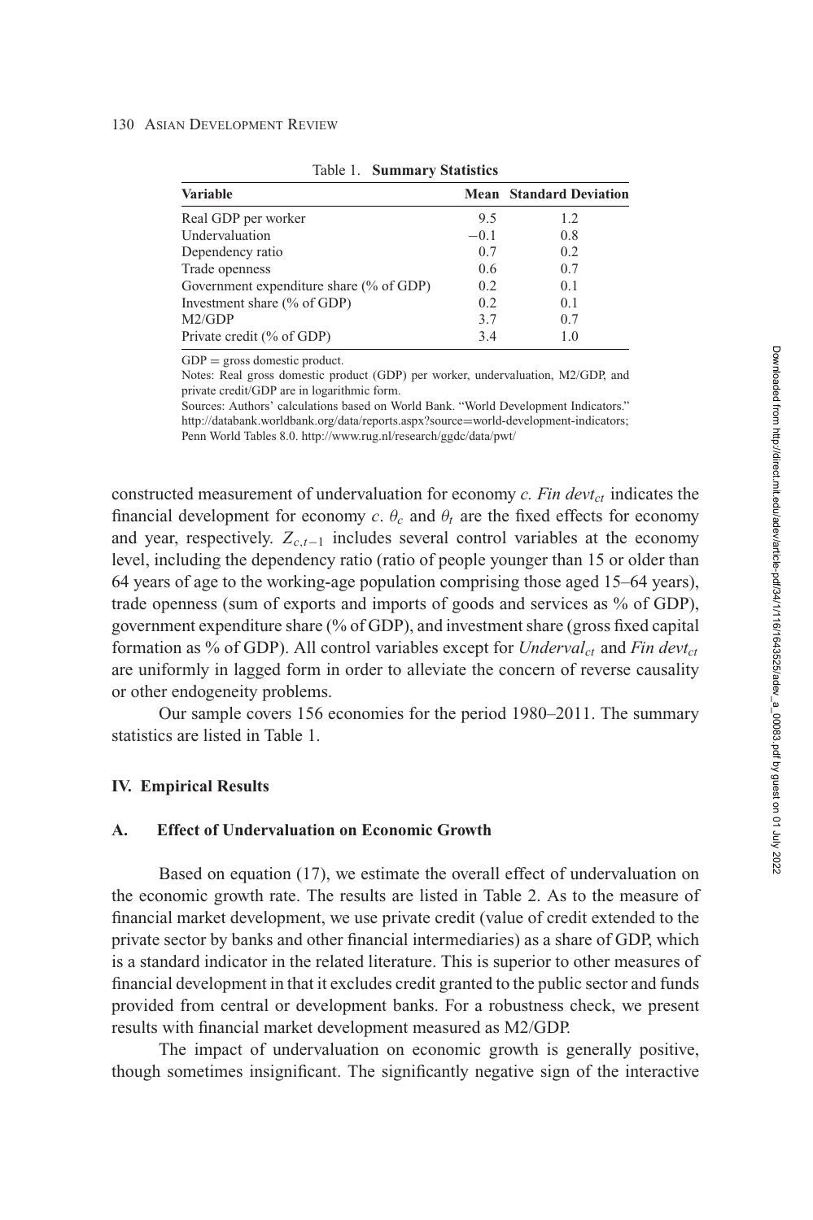Table 1. **Summary Statistics**

| Variable | Mean | Standard Deviation |
|---|---|---|
| Real GDP per worker | 9.5 | 1.2 |
| Undervaluation | −0.1 | 0.8 |
| Dependency ratio | 0.7 | 0.2 |
| Trade openness | 0.6 | 0.7 |
| Government expenditure share (% of GDP) | 0.2 | 0.1 |
| Investment share (% of GDP) | 0.2 | 0.1 |
| M2/GDP | 3.7 | 0.7 |
| Private credit (% of GDP) | 3.4 | 1.0 |

GDP = gross domestic product.

Notes: Real gross domestic product (GDP) per worker, undervaluation, M2/GDP, and private credit/GDP are in logarithmic form.

Sources: Authors' calculations based on World Bank. "World Development Indicators." http://databank.worldbank.org/data/reports.aspx?source=world-development-indicators; Penn World Tables 8.0. http://www.rug.nl/research/ggdc/data/pwt/

constructed measurement of undervaluation for economy $c$. $Fin\ devt_{ct}$ indicates the financial development for economy $c$. $\theta_c$ and $\theta_t$ are the fixed effects for economy and year, respectively. $Z_{c,t-1}$ includes several control variables at the economy level, including the dependency ratio (ratio of people younger than 15 or older than 64 years of age to the working-age population comprising those aged 15–64 years), trade openness (sum of exports and imports of goods and services as % of GDP), government expenditure share (% of GDP), and investment share (gross fixed capital formation as % of GDP). All control variables except for $Underval_{ct}$ and $Fin\ devt_{ct}$ are uniformly in lagged form in order to alleviate the concern of reverse causality or other endogeneity problems.

Our sample covers 156 economies for the period 1980–2011. The summary statistics are listed in Table 1.

## IV. Empirical Results

### A. Effect of Undervaluation on Economic Growth

Based on equation (17), we estimate the overall effect of undervaluation on the economic growth rate. The results are listed in Table 2. As to the measure of financial market development, we use private credit (value of credit extended to the private sector by banks and other financial intermediaries) as a share of GDP, which is a standard indicator in the related literature. This is superior to other measures of financial development in that it excludes credit granted to the public sector and funds provided from central or development banks. For a robustness check, we present results with financial market development measured as M2/GDP.

The impact of undervaluation on economic growth is generally positive, though sometimes insignificant. The significantly negative sign of the interactive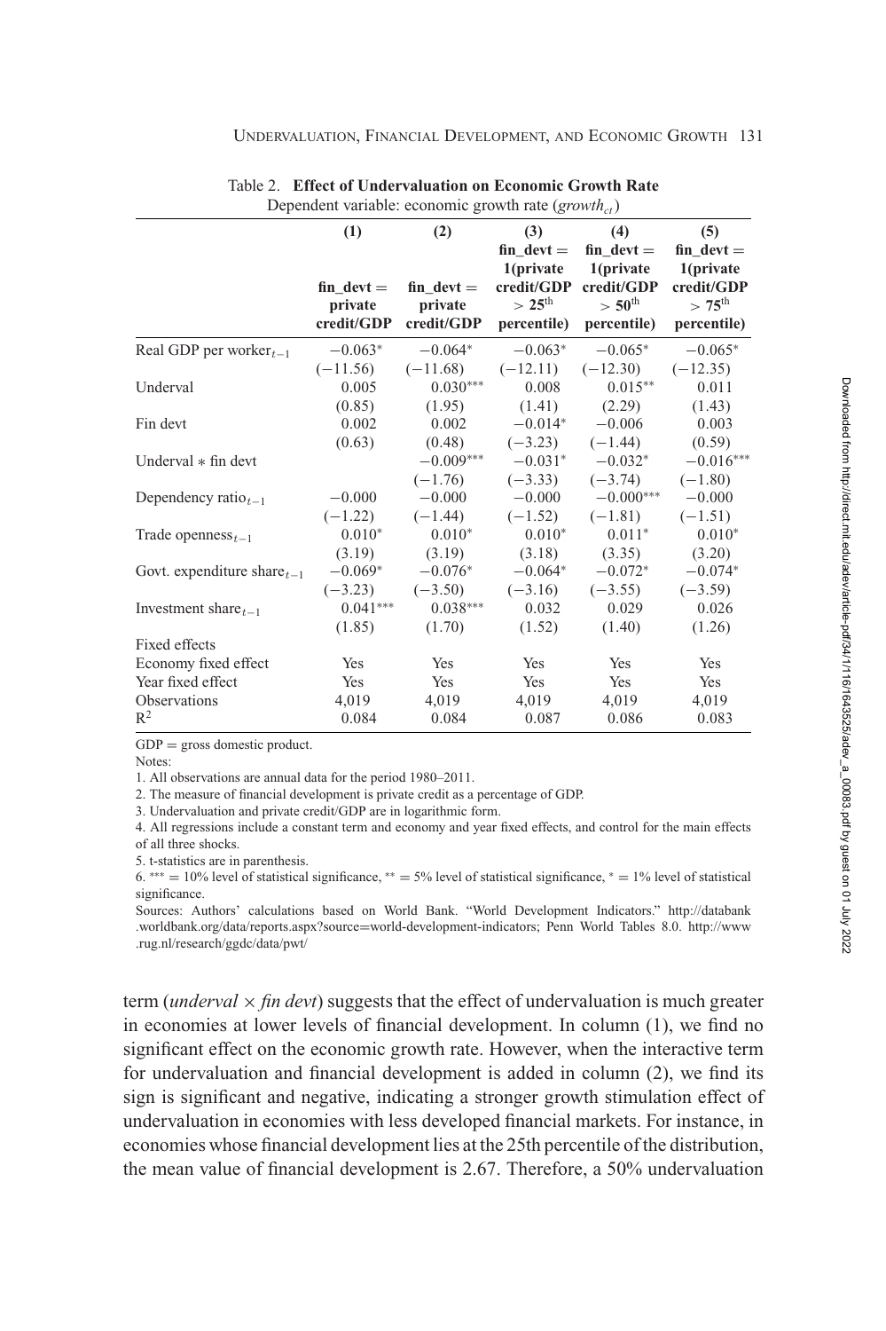Table 2. **Effect of Undervaluation on Economic Growth Rate**

Dependent variable: economic growth rate ($growth_{ct}$)

| | (1) fin_devt = private credit/GDP | (2) fin_devt = private credit/GDP | (3) fin_devt = 1(private credit/GDP > 25th percentile) | (4) fin_devt = 1(private credit/GDP > 50th percentile) | (5) fin_devt = 1(private credit/GDP > 75th percentile) |
|---|---|---|---|---|---|
| Real GDP per worker$_{t-1}$ | −0.063* | −0.064* | −0.063* | −0.065* | −0.065* |
| | (−11.56) | (−11.68) | (−12.11) | (−12.30) | (−12.35) |
| Underval | 0.005 | 0.030*** | 0.008 | 0.015** | 0.011 |
| | (0.85) | (1.95) | (1.41) | (2.29) | (1.43) |
| Fin devt | 0.002 | 0.002 | −0.014* | −0.006 | 0.003 |
| | (0.63) | (0.48) | (−3.23) | (−1.44) | (0.59) |
| Underval ∗ fin devt | | −0.009*** | −0.031* | −0.032* | −0.016*** |
| | | (−1.76) | (−3.33) | (−3.74) | (−1.80) |
| Dependency ratio$_{t-1}$ | −0.000 | −0.000 | −0.000 | −0.000*** | −0.000 |
| | (−1.22) | (−1.44) | (−1.52) | (−1.81) | (−1.51) |
| Trade openness$_{t-1}$ | 0.010* | 0.010* | 0.010* | 0.011* | 0.010* |
| | (3.19) | (3.19) | (3.18) | (3.35) | (3.20) |
| Govt. expenditure share$_{t-1}$ | −0.069* | −0.076* | −0.064* | −0.072* | −0.074* |
| | (−3.23) | (−3.50) | (−3.16) | (−3.55) | (−3.59) |
| Investment share$_{t-1}$ | 0.041*** | 0.038*** | 0.032 | 0.029 | 0.026 |
| | (1.85) | (1.70) | (1.52) | (1.40) | (1.26) |
| Fixed effects | | | | | |
| Economy fixed effect | Yes | Yes | Yes | Yes | Yes |
| Year fixed effect | Yes | Yes | Yes | Yes | Yes |
| Observations | 4,019 | 4,019 | 4,019 | 4,019 | 4,019 |
| $R^2$ | 0.084 | 0.084 | 0.087 | 0.086 | 0.083 |

GDP = gross domestic product.

Notes:

1. All observations are annual data for the period 1980–2011.
2. The measure of financial development is private credit as a percentage of GDP.
3. Undervaluation and private credit/GDP are in logarithmic form.
4. All regressions include a constant term and economy and year fixed effects, and control for the main effects of all three shocks.
5. t-statistics are in parenthesis.
6. *** = 10% level of statistical significance, ** = 5% level of statistical significance, * = 1% level of statistical significance.

Sources: Authors' calculations based on World Bank. "World Development Indicators." http://databank.worldbank.org/data/reports.aspx?source=world-development-indicators; Penn World Tables 8.0. http://www.rug.nl/research/ggdc/data/pwt/

term (*underval* × *fin devt*) suggests that the effect of undervaluation is much greater in economies at lower levels of financial development. In column (1), we find no significant effect on the economic growth rate. However, when the interactive term for undervaluation and financial development is added in column (2), we find its sign is significant and negative, indicating a stronger growth stimulation effect of undervaluation in economies with less developed financial markets. For instance, in economies whose financial development lies at the 25th percentile of the distribution, the mean value of financial development is 2.67. Therefore, a 50% undervaluation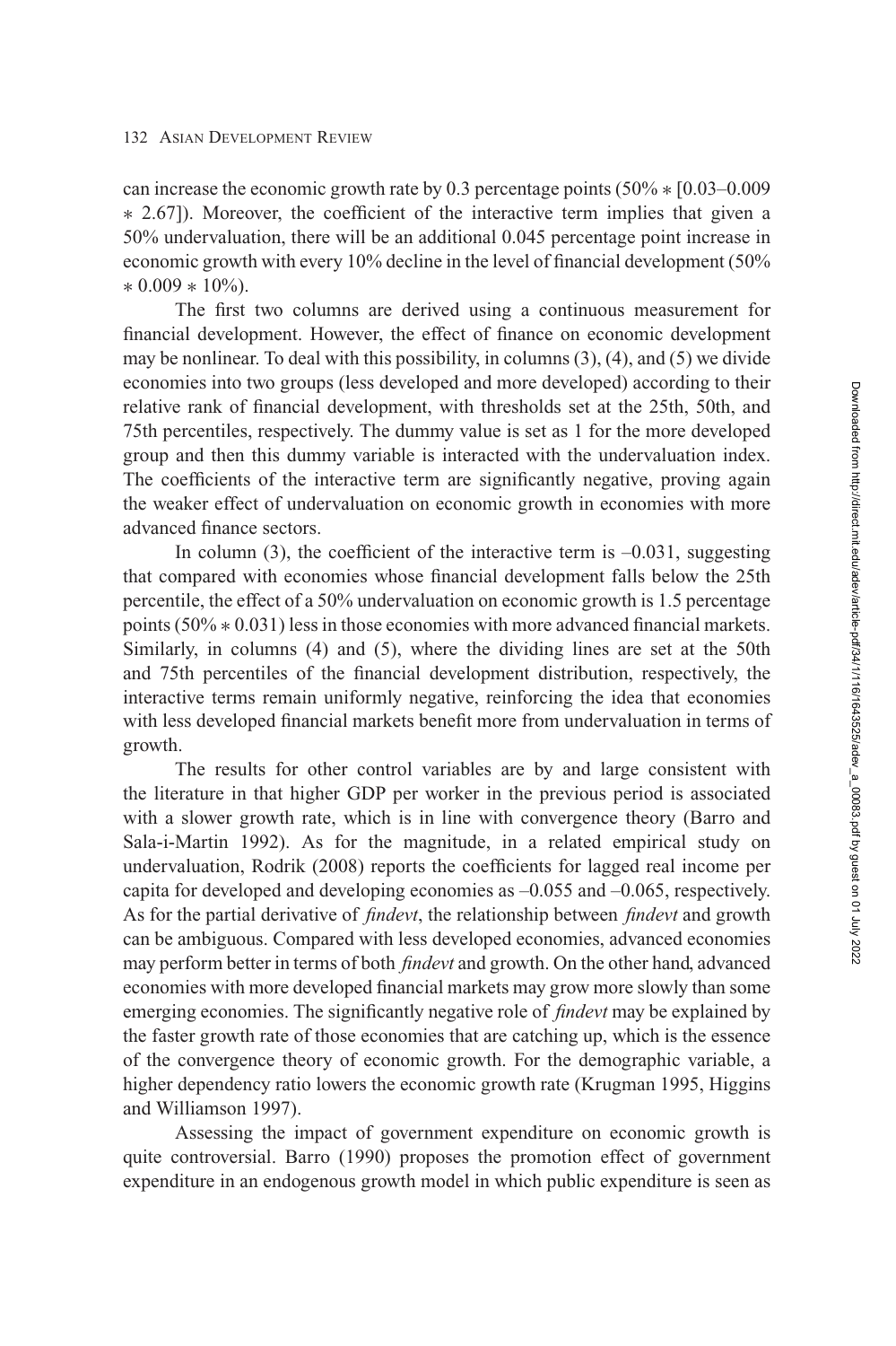can increase the economic growth rate by 0.3 percentage points (50% ∗ [0.03–0.009 ∗ 2.67]). Moreover, the coefficient of the interactive term implies that given a 50% undervaluation, there will be an additional 0.045 percentage point increase in economic growth with every 10% decline in the level of financial development (50% ∗ 0.009 ∗ 10%).

The first two columns are derived using a continuous measurement for financial development. However, the effect of finance on economic development may be nonlinear. To deal with this possibility, in columns (3), (4), and (5) we divide economies into two groups (less developed and more developed) according to their relative rank of financial development, with thresholds set at the 25th, 50th, and 75th percentiles, respectively. The dummy value is set as 1 for the more developed group and then this dummy variable is interacted with the undervaluation index. The coefficients of the interactive term are significantly negative, proving again the weaker effect of undervaluation on economic growth in economies with more advanced finance sectors.

In column (3), the coefficient of the interactive term is –0.031, suggesting that compared with economies whose financial development falls below the 25th percentile, the effect of a 50% undervaluation on economic growth is 1.5 percentage points (50% ∗ 0.031) less in those economies with more advanced financial markets. Similarly, in columns (4) and (5), where the dividing lines are set at the 50th and 75th percentiles of the financial development distribution, respectively, the interactive terms remain uniformly negative, reinforcing the idea that economies with less developed financial markets benefit more from undervaluation in terms of growth.

The results for other control variables are by and large consistent with the literature in that higher GDP per worker in the previous period is associated with a slower growth rate, which is in line with convergence theory (Barro and Sala-i-Martin 1992). As for the magnitude, in a related empirical study on undervaluation, Rodrik (2008) reports the coefficients for lagged real income per capita for developed and developing economies as –0.055 and –0.065, respectively. As for the partial derivative of *findevt*, the relationship between *findevt* and growth can be ambiguous. Compared with less developed economies, advanced economies may perform better in terms of both *findevt* and growth. On the other hand, advanced economies with more developed financial markets may grow more slowly than some emerging economies. The significantly negative role of *findevt* may be explained by the faster growth rate of those economies that are catching up, which is the essence of the convergence theory of economic growth. For the demographic variable, a higher dependency ratio lowers the economic growth rate (Krugman 1995, Higgins and Williamson 1997).

Assessing the impact of government expenditure on economic growth is quite controversial. Barro (1990) proposes the promotion effect of government expenditure in an endogenous growth model in which public expenditure is seen as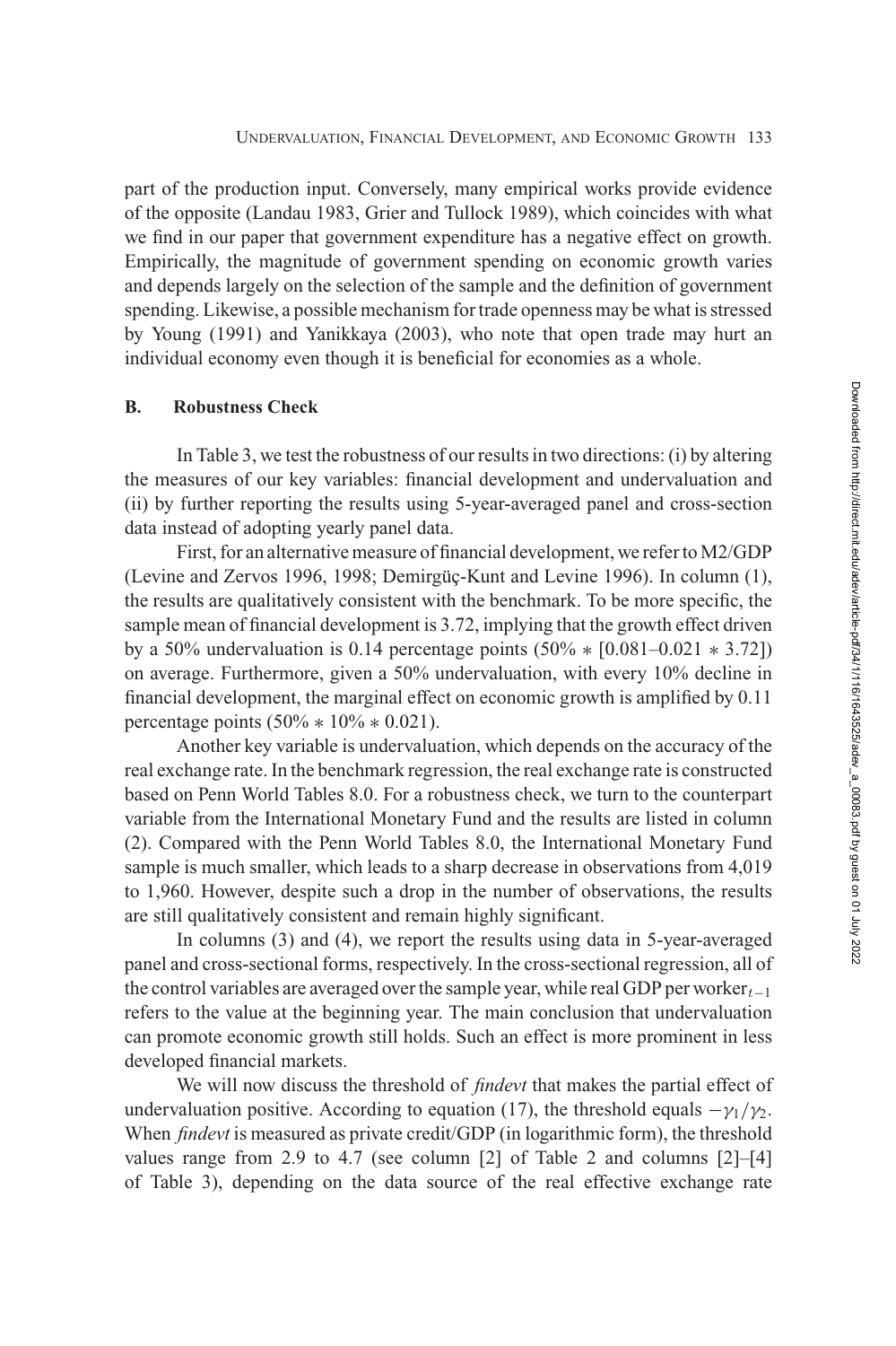part of the production input. Conversely, many empirical works provide evidence of the opposite (Landau 1983, Grier and Tullock 1989), which coincides with what we find in our paper that government expenditure has a negative effect on growth. Empirically, the magnitude of government spending on economic growth varies and depends largely on the selection of the sample and the definition of government spending. Likewise, a possible mechanism for trade openness may be what is stressed by Young (1991) and Yanikkaya (2003), who note that open trade may hurt an individual economy even though it is beneficial for economies as a whole.

### B. Robustness Check

In Table 3, we test the robustness of our results in two directions: (i) by altering the measures of our key variables: financial development and undervaluation and (ii) by further reporting the results using 5-year-averaged panel and cross-section data instead of adopting yearly panel data.

First, for an alternative measure of financial development, we refer to M2/GDP (Levine and Zervos 1996, 1998; Demirgüç-Kunt and Levine 1996). In column (1), the results are qualitatively consistent with the benchmark. To be more specific, the sample mean of financial development is 3.72, implying that the growth effect driven by a 50% undervaluation is 0.14 percentage points ($50\% * [0.081–0.021 * 3.72]$) on average. Furthermore, given a 50% undervaluation, with every 10% decline in financial development, the marginal effect on economic growth is amplified by 0.11 percentage points ($50\% * 10\% * 0.021$).

Another key variable is undervaluation, which depends on the accuracy of the real exchange rate. In the benchmark regression, the real exchange rate is constructed based on Penn World Tables 8.0. For a robustness check, we turn to the counterpart variable from the International Monetary Fund and the results are listed in column (2). Compared with the Penn World Tables 8.0, the International Monetary Fund sample is much smaller, which leads to a sharp decrease in observations from 4,019 to 1,960. However, despite such a drop in the number of observations, the results are still qualitatively consistent and remain highly significant.

In columns (3) and (4), we report the results using data in 5-year-averaged panel and cross-sectional forms, respectively. In the cross-sectional regression, all of the control variables are averaged over the sample year, while real GDP per worker$_{t-1}$ refers to the value at the beginning year. The main conclusion that undervaluation can promote economic growth still holds. Such an effect is more prominent in less developed financial markets.

We will now discuss the threshold of *findevt* that makes the partial effect of undervaluation positive. According to equation (17), the threshold equals $-\gamma_1/\gamma_2$. When *findevt* is measured as private credit/GDP (in logarithmic form), the threshold values range from 2.9 to 4.7 (see column [2] of Table 2 and columns [2]–[4] of Table 3), depending on the data source of the real effective exchange rate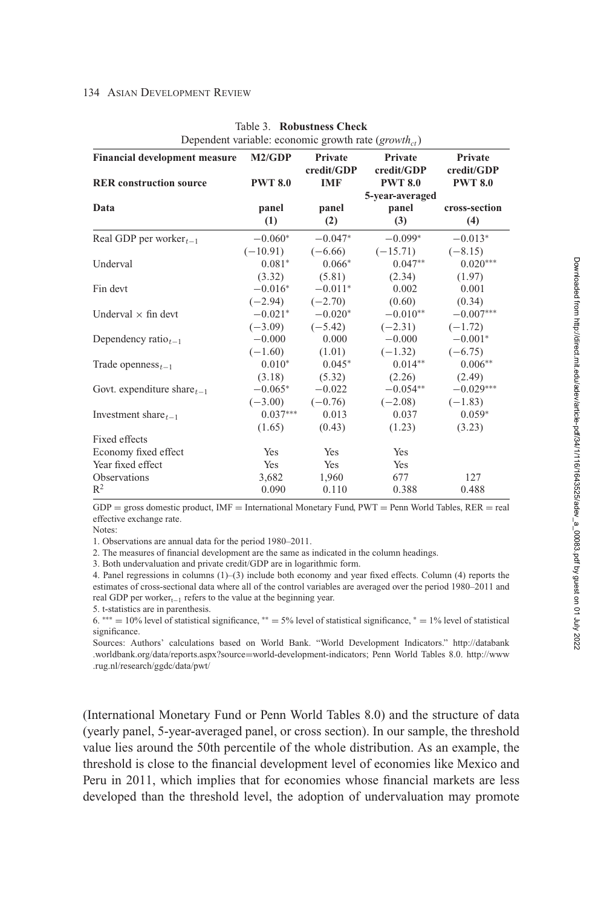Table 3. **Robustness Check**

Dependent variable: economic growth rate ($growth_{ct}$)

| **Financial development measure** | **M2/GDP** | **Private credit/GDP** | **Private credit/GDP** | **Private credit/GDP** |
|---|---|---|---|---|
| **RER construction source** | **PWT 8.0** | **IMF** | **PWT 8.0 5-year-averaged** | **PWT 8.0** |
| **Data** | **panel (1)** | **panel (2)** | **panel (3)** | **cross-section (4)** |
| Real GDP per worker$_{t-1}$ | −0.060* | −0.047* | −0.099* | −0.013* |
| | (−10.91) | (−6.66) | (−15.71) | (−8.15) |
| Underval | 0.081* | 0.066* | 0.047** | 0.020*** |
| | (3.32) | (5.81) | (2.34) | (1.97) |
| Fin devt | −0.016* | −0.011* | 0.002 | 0.001 |
| | (−2.94) | (−2.70) | (0.60) | (0.34) |
| Underval × fin devt | −0.021* | −0.020* | −0.010** | −0.007*** |
| | (−3.09) | (−5.42) | (−2.31) | (−1.72) |
| Dependency ratio$_{t-1}$ | −0.000 | 0.000 | −0.000 | −0.001* |
| | (−1.60) | (1.01) | (−1.32) | (−6.75) |
| Trade openness$_{t-1}$ | 0.010* | 0.045* | 0.014** | 0.006** |
| | (3.18) | (5.32) | (2.26) | (2.49) |
| Govt. expenditure share$_{t-1}$ | −0.065* | −0.022 | −0.054** | −0.029*** |
| | (−3.00) | (−0.76) | (−2.08) | (−1.83) |
| Investment share$_{t-1}$ | 0.037*** | 0.013 | 0.037 | 0.059* |
| | (1.65) | (0.43) | (1.23) | (3.23) |
| Fixed effects | | | | |
| Economy fixed effect | Yes | Yes | Yes | |
| Year fixed effect | Yes | Yes | Yes | |
| Observations | 3,682 | 1,960 | 677 | 127 |
| $R^2$ | 0.090 | 0.110 | 0.388 | 0.488 |

GDP = gross domestic product, IMF = International Monetary Fund, PWT = Penn World Tables, RER = real effective exchange rate.

Notes:

1. Observations are annual data for the period 1980–2011.
2. The measures of financial development are the same as indicated in the column headings.
3. Both undervaluation and private credit/GDP are in logarithmic form.
4. Panel regressions in columns (1)–(3) include both economy and year fixed effects. Column (4) reports the estimates of cross-sectional data where all of the control variables are averaged over the period 1980–2011 and real GDP per worker$_{t-1}$ refers to the value at the beginning year.
5. t-statistics are in parenthesis.
6. *** = 10% level of statistical significance, ** = 5% level of statistical significance, * = 1% level of statistical significance.

Sources: Authors' calculations based on World Bank. "World Development Indicators." http://databank.worldbank.org/data/reports.aspx?source=world-development-indicators; Penn World Tables 8.0. http://www.rug.nl/research/ggdc/data/pwt/

(International Monetary Fund or Penn World Tables 8.0) and the structure of data (yearly panel, 5-year-averaged panel, or cross section). In our sample, the threshold value lies around the 50th percentile of the whole distribution. As an example, the threshold is close to the financial development level of economies like Mexico and Peru in 2011, which implies that for economies whose financial markets are less developed than the threshold level, the adoption of undervaluation may promote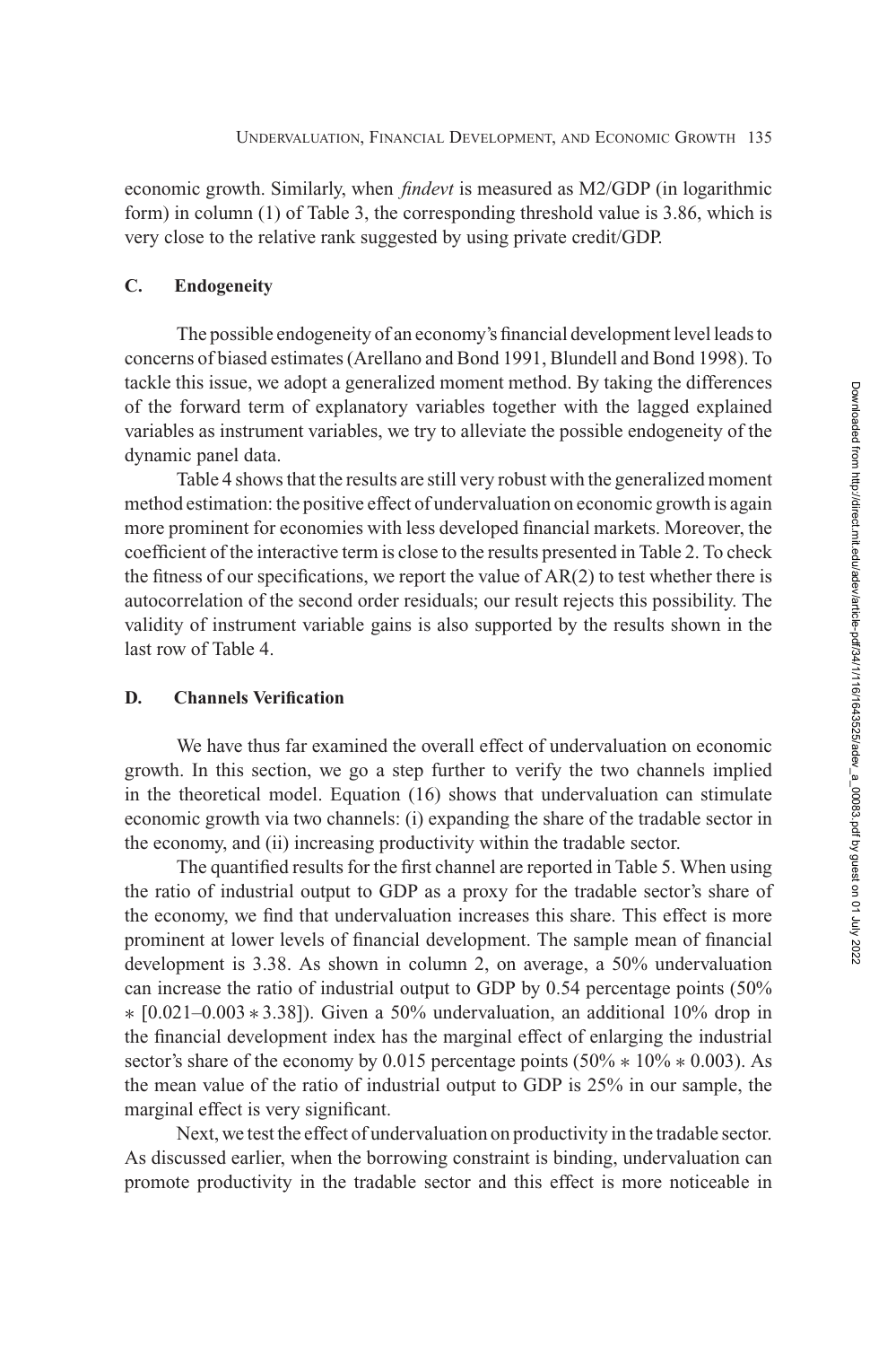economic growth. Similarly, when *findevt* is measured as M2/GDP (in logarithmic form) in column (1) of Table 3, the corresponding threshold value is 3.86, which is very close to the relative rank suggested by using private credit/GDP.

### C. Endogeneity

The possible endogeneity of an economy's financial development level leads to concerns of biased estimates (Arellano and Bond 1991, Blundell and Bond 1998). To tackle this issue, we adopt a generalized moment method. By taking the differences of the forward term of explanatory variables together with the lagged explained variables as instrument variables, we try to alleviate the possible endogeneity of the dynamic panel data.

Table 4 shows that the results are still very robust with the generalized moment method estimation: the positive effect of undervaluation on economic growth is again more prominent for economies with less developed financial markets. Moreover, the coefficient of the interactive term is close to the results presented in Table 2. To check the fitness of our specifications, we report the value of AR(2) to test whether there is autocorrelation of the second order residuals; our result rejects this possibility. The validity of instrument variable gains is also supported by the results shown in the last row of Table 4.

### D. Channels Verification

We have thus far examined the overall effect of undervaluation on economic growth. In this section, we go a step further to verify the two channels implied in the theoretical model. Equation (16) shows that undervaluation can stimulate economic growth via two channels: (i) expanding the share of the tradable sector in the economy, and (ii) increasing productivity within the tradable sector.

The quantified results for the first channel are reported in Table 5. When using the ratio of industrial output to GDP as a proxy for the tradable sector's share of the economy, we find that undervaluation increases this share. This effect is more prominent at lower levels of financial development. The sample mean of financial development is 3.38. As shown in column 2, on average, a 50% undervaluation can increase the ratio of industrial output to GDP by 0.54 percentage points ($50\% * [0.021 - 0.003 * 3.38]$). Given a 50% undervaluation, an additional 10% drop in the financial development index has the marginal effect of enlarging the industrial sector's share of the economy by 0.015 percentage points ($50\% * 10\% * 0.003$). As the mean value of the ratio of industrial output to GDP is 25% in our sample, the marginal effect is very significant.

Next, we test the effect of undervaluation on productivity in the tradable sector. As discussed earlier, when the borrowing constraint is binding, undervaluation can promote productivity in the tradable sector and this effect is more noticeable in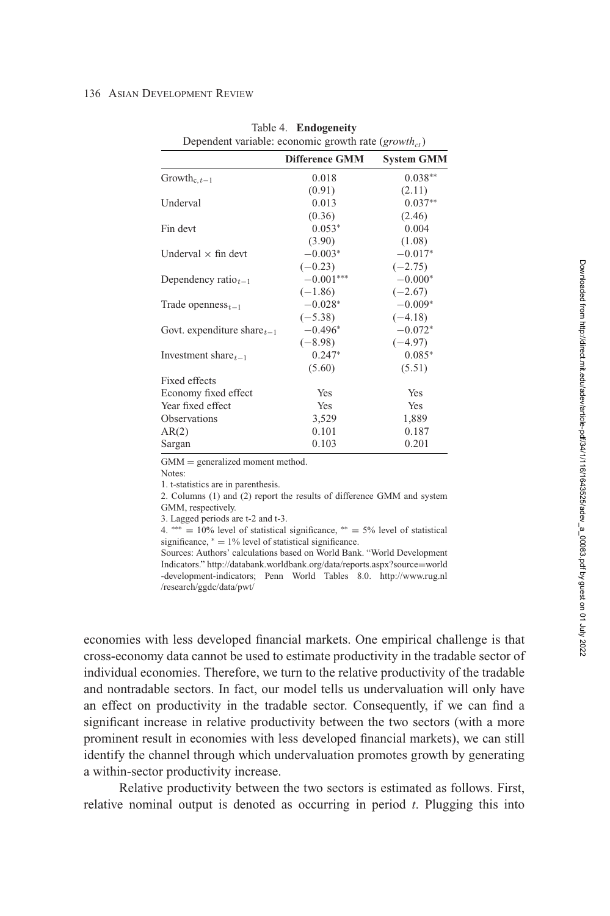Table 4. **Endogeneity**

Dependent variable: economic growth rate ($growth_{ct}$)

| | Difference GMM | System GMM |
|---|---|---|
| $\text{Growth}_{c,t-1}$ | 0.018 | 0.038** |
| | (0.91) | (2.11) |
| Underval | 0.013 | 0.037** |
| | (0.36) | (2.46) |
| Fin devt | 0.053* | 0.004 |
| | (3.90) | (1.08) |
| Underval × fin devt | −0.003* | −0.017* |
| | (−0.23) | (−2.75) |
| Dependency $\text{ratio}_{t-1}$ | −0.001*** | −0.000* |
| | (−1.86) | (−2.67) |
| Trade $\text{openness}_{t-1}$ | −0.028* | −0.009* |
| | (−5.38) | (−4.18) |
| Govt. expenditure $\text{share}_{t-1}$ | −0.496* | −0.072* |
| | (−8.98) | (−4.97) |
| Investment $\text{share}_{t-1}$ | 0.247* | 0.085* |
| | (5.60) | (5.51) |
| Fixed effects | | |
| Economy fixed effect | Yes | Yes |
| Year fixed effect | Yes | Yes |
| Observations | 3,529 | 1,889 |
| AR(2) | 0.101 | 0.187 |
| Sargan | 0.103 | 0.201 |

GMM = generalized moment method.

Notes:

1. t-statistics are in parenthesis.
2. Columns (1) and (2) report the results of difference GMM and system GMM, respectively.
3. Lagged periods are t-2 and t-3.
4. *** = 10% level of statistical significance, ** = 5% level of statistical significance, * = 1% level of statistical significance.

Sources: Authors' calculations based on World Bank. "World Development Indicators." http://databank.worldbank.org/data/reports.aspx?source=world-development-indicators; Penn World Tables 8.0. http://www.rug.nl/research/ggdc/data/pwt/

economies with less developed financial markets. One empirical challenge is that cross-economy data cannot be used to estimate productivity in the tradable sector of individual economies. Therefore, we turn to the relative productivity of the tradable and nontradable sectors. In fact, our model tells us undervaluation will only have an effect on productivity in the tradable sector. Consequently, if we can find a significant increase in relative productivity between the two sectors (with a more prominent result in economies with less developed financial markets), we can still identify the channel through which undervaluation promotes growth by generating a within-sector productivity increase.

Relative productivity between the two sectors is estimated as follows. First, relative nominal output is denoted as occurring in period $t$. Plugging this into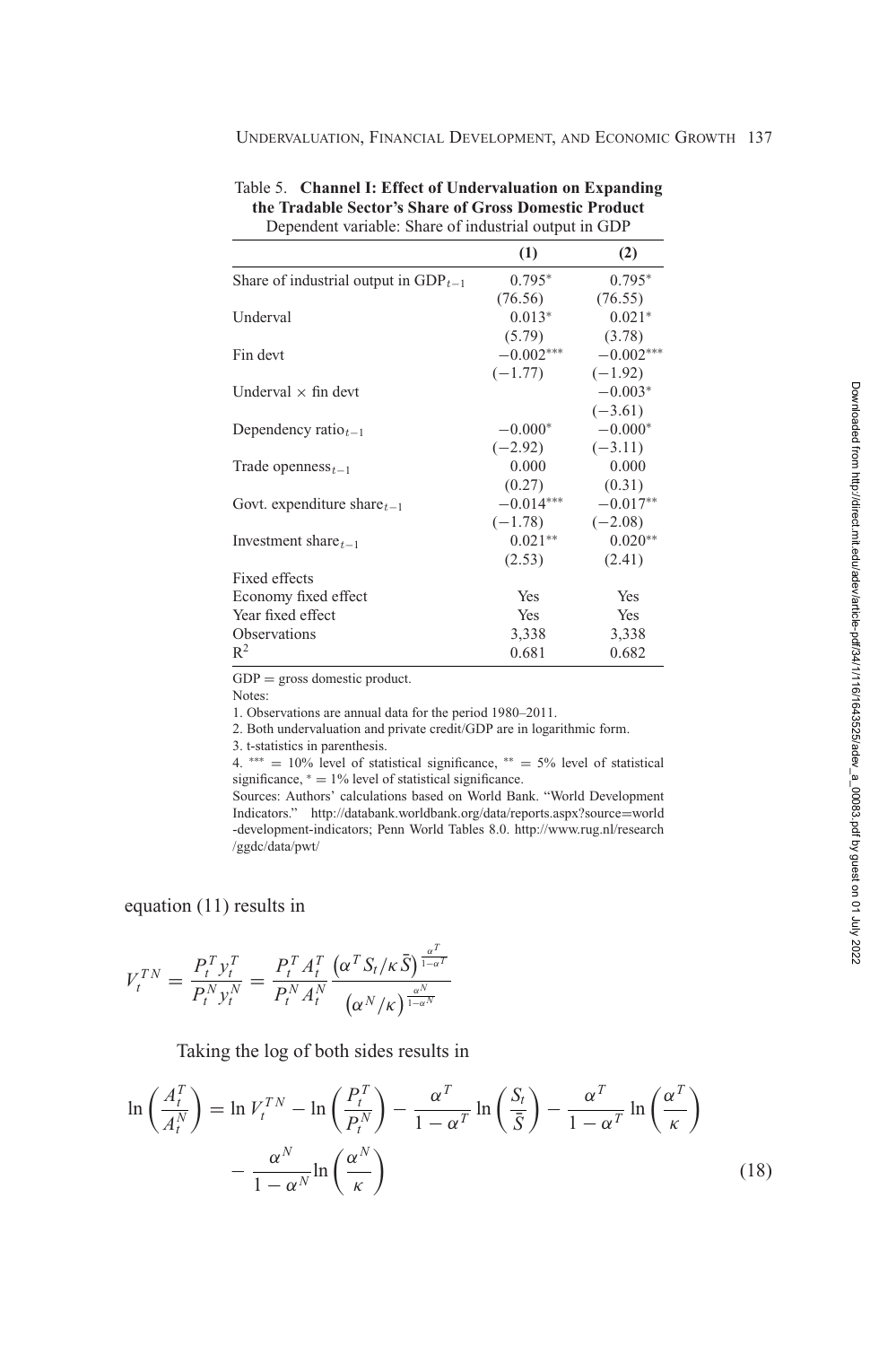Table 5. **Channel I: Effect of Undervaluation on Expanding the Tradable Sector's Share of Gross Domestic Product**
Dependent variable: Share of industrial output in GDP

| | (1) | (2) |
|---|---|---|
| Share of industrial output in $\text{GDP}_{t-1}$ | 0.795* | 0.795* |
| | (76.56) | (76.55) |
| Underval | 0.013* | 0.021* |
| | (5.79) | (3.78) |
| Fin devt | −0.002*** | −0.002*** |
| | (−1.77) | (−1.92) |
| Underval × fin devt | | −0.003* |
| | | (−3.61) |
| Dependency $\text{ratio}_{t-1}$ | −0.000* | −0.000* |
| | (−2.92) | (−3.11) |
| Trade $\text{openness}_{t-1}$ | 0.000 | 0.000 |
| | (0.27) | (0.31) |
| Govt. expenditure $\text{share}_{t-1}$ | −0.014*** | −0.017** |
| | (−1.78) | (−2.08) |
| Investment $\text{share}_{t-1}$ | 0.021** | 0.020** |
| | (2.53) | (2.41) |
| Fixed effects | | |
| Economy fixed effect | Yes | Yes |
| Year fixed effect | Yes | Yes |
| Observations | 3,338 | 3,338 |
| $R^2$ | 0.681 | 0.682 |

GDP = gross domestic product.

Notes:

1. Observations are annual data for the period 1980–2011.
2. Both undervaluation and private credit/GDP are in logarithmic form.
3. t-statistics in parenthesis.
4. *** = 10% level of statistical significance, ** = 5% level of statistical significance, * = 1% level of statistical significance.

Sources: Authors' calculations based on World Bank. "World Development Indicators." http://databank.worldbank.org/data/reports.aspx?source=world-development-indicators; Penn World Tables 8.0. http://www.rug.nl/research/ggdc/data/pwt/

equation (11) results in

$$V_t^{TN} = \frac{P_t^T y_t^T}{P_t^N y_t^N} = \frac{P_t^T A_t^T}{P_t^N A_t^N} \frac{\left(\alpha^T S_t / \kappa \bar{S}\right)^{\frac{\alpha^T}{1-\alpha^T}}}{\left(\alpha^N / \kappa\right)^{\frac{\alpha^N}{1-\alpha^N}}}$$

Taking the log of both sides results in

$$\ln\left(\frac{A_t^T}{A_t^N}\right) = \ln V_t^{TN} - \ln\left(\frac{P_t^T}{P_t^N}\right) - \frac{\alpha^T}{1-\alpha^T}\ln\left(\frac{S_t}{\bar{S}}\right) - \frac{\alpha^T}{1-\alpha^T}\ln\left(\frac{\alpha^T}{\kappa}\right) - \frac{\alpha^N}{1-\alpha^N}\ln\left(\frac{\alpha^N}{\kappa}\right) \tag{18}$$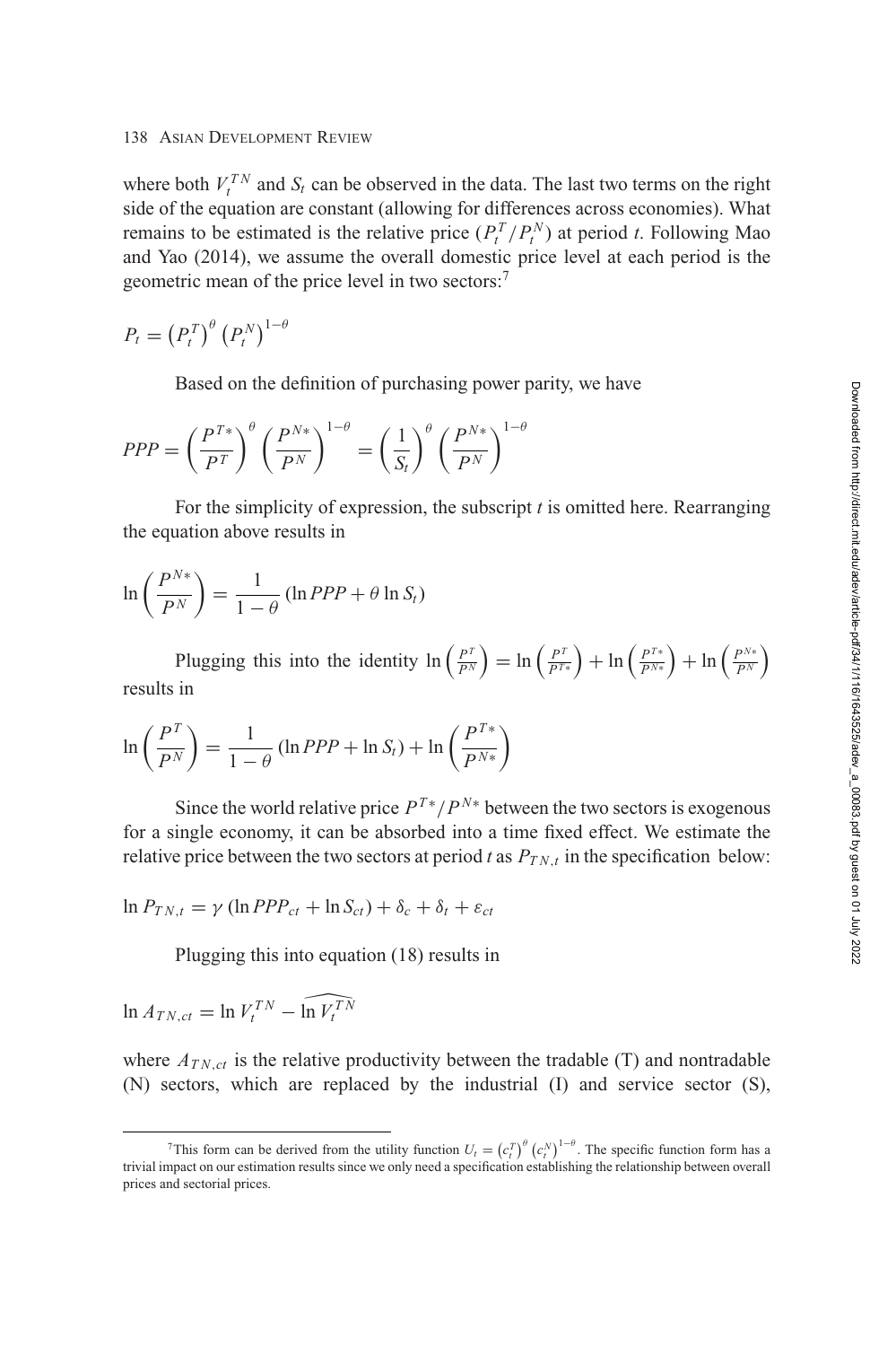where both $V_t^{TN}$ and $S_t$ can be observed in the data. The last two terms on the right side of the equation are constant (allowing for differences across economies). What remains to be estimated is the relative price $(P_t^T/P_t^N)$ at period $t$. Following Mao and Yao (2014), we assume the overall domestic price level at each period is the geometric mean of the price level in two sectors:[7]

$$P_t = \left(P_t^T\right)^{\theta}\left(P_t^N\right)^{1-\theta}$$

Based on the definition of purchasing power parity, we have

$$PPP = \left(\frac{P^{T*}}{P^T}\right)^{\theta}\left(\frac{P^{N*}}{P^N}\right)^{1-\theta} = \left(\frac{1}{S_t}\right)^{\theta}\left(\frac{P^{N*}}{P^N}\right)^{1-\theta}$$

For the simplicity of expression, the subscript $t$ is omitted here. Rearranging the equation above results in

$$\ln\left(\frac{P^{N*}}{P^N}\right) = \frac{1}{1-\theta}\left(\ln PPP + \theta \ln S_t\right)$$

Plugging this into the identity $\ln\left(\frac{P^T}{P^N}\right) = \ln\left(\frac{P^T}{P^{T*}}\right) + \ln\left(\frac{P^{T*}}{P^{N*}}\right) + \ln\left(\frac{P^{N*}}{P^N}\right)$ results in

$$\ln\left(\frac{P^T}{P^N}\right) = \frac{1}{1-\theta}\left(\ln PPP + \ln S_t\right) + \ln\left(\frac{P^{T*}}{P^{N*}}\right)$$

Since the world relative price $P^{T*}/P^{N*}$ between the two sectors is exogenous for a single economy, it can be absorbed into a time fixed effect. We estimate the relative price between the two sectors at period $t$ as $P_{TN,t}$ in the specification below:

$$\ln P_{TN,t} = \gamma\left(\ln PPP_{ct} + \ln S_{ct}\right) + \delta_c + \delta_t + \varepsilon_{ct}$$

Plugging this into equation (18) results in

$$\ln A_{TN,ct} = \ln V_t^{TN} - \widehat{\ln V_t^{TN}}$$

where $A_{TN,ct}$ is the relative productivity between the tradable (T) and nontradable (N) sectors, which are replaced by the industrial (I) and service sector (S),

[7]This form can be derived from the utility function $U_t = \left(c_t^T\right)^{\theta}\left(c_t^N\right)^{1-\theta}$. The specific function form has a trivial impact on our estimation results since we only need a specification establishing the relationship between overall prices and sectorial prices.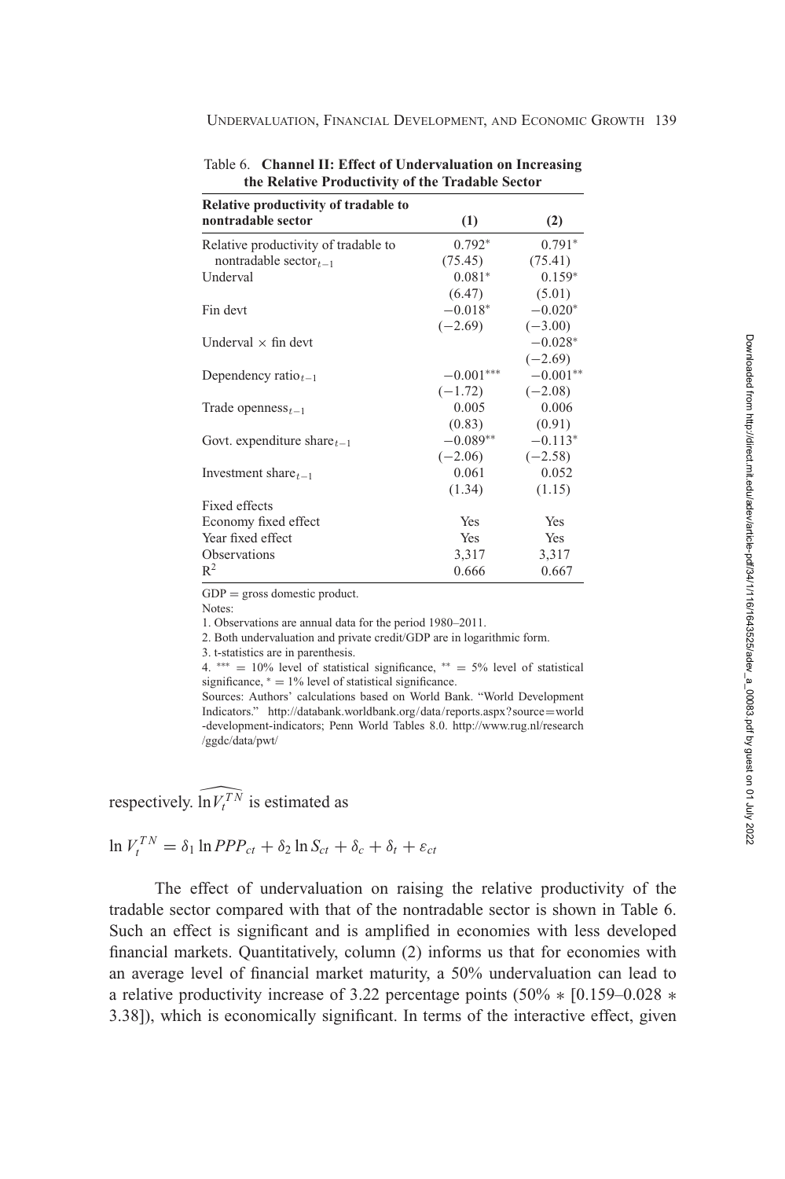Table 6. **Channel II: Effect of Undervaluation on Increasing the Relative Productivity of the Tradable Sector**

| Relative productivity of tradable to nontradable sector | (1) | (2) |
|---|---|---|
| Relative productivity of tradable to nontradable sector$_{t-1}$ | 0.792* | 0.791* |
| | (75.45) | (75.41) |
| Underval | 0.081* | 0.159* |
| | (6.47) | (5.01) |
| Fin devt | −0.018* | −0.020* |
| | (−2.69) | (−3.00) |
| Underval × fin devt | | −0.028* |
| | | (−2.69) |
| Dependency ratio$_{t-1}$ | −0.001*** | −0.001** |
| | (−1.72) | (−2.08) |
| Trade openness$_{t-1}$ | 0.005 | 0.006 |
| | (0.83) | (0.91) |
| Govt. expenditure share$_{t-1}$ | −0.089** | −0.113* |
| | (−2.06) | (−2.58) |
| Investment share$_{t-1}$ | 0.061 | 0.052 |
| | (1.34) | (1.15) |
| Fixed effects | | |
| Economy fixed effect | Yes | Yes |
| Year fixed effect | Yes | Yes |
| Observations | 3,317 | 3,317 |
| $R^2$ | 0.666 | 0.667 |

GDP = gross domestic product.

Notes:

1. Observations are annual data for the period 1980–2011.
2. Both undervaluation and private credit/GDP are in logarithmic form.
3. t-statistics are in parenthesis.
4. *** = 10% level of statistical significance, ** = 5% level of statistical significance, * = 1% level of statistical significance.

Sources: Authors' calculations based on World Bank. "World Development Indicators." http://databank.worldbank.org/data/reports.aspx?source=world-development-indicators; Penn World Tables 8.0. http://www.rug.nl/research/ggdc/data/pwt/

respectively. $\widehat{\ln V_t^{TN}}$ is estimated as

$$\ln V_t^{TN} = \delta_1 \ln PPP_{ct} + \delta_2 \ln S_{ct} + \delta_c + \delta_t + \varepsilon_{ct}$$

The effect of undervaluation on raising the relative productivity of the tradable sector compared with that of the nontradable sector is shown in Table 6. Such an effect is significant and is amplified in economies with less developed financial markets. Quantitatively, column (2) informs us that for economies with an average level of financial market maturity, a 50% undervaluation can lead to a relative productivity increase of 3.22 percentage points (50% ∗ [0.159–0.028 ∗ 3.38]), which is economically significant. In terms of the interactive effect, given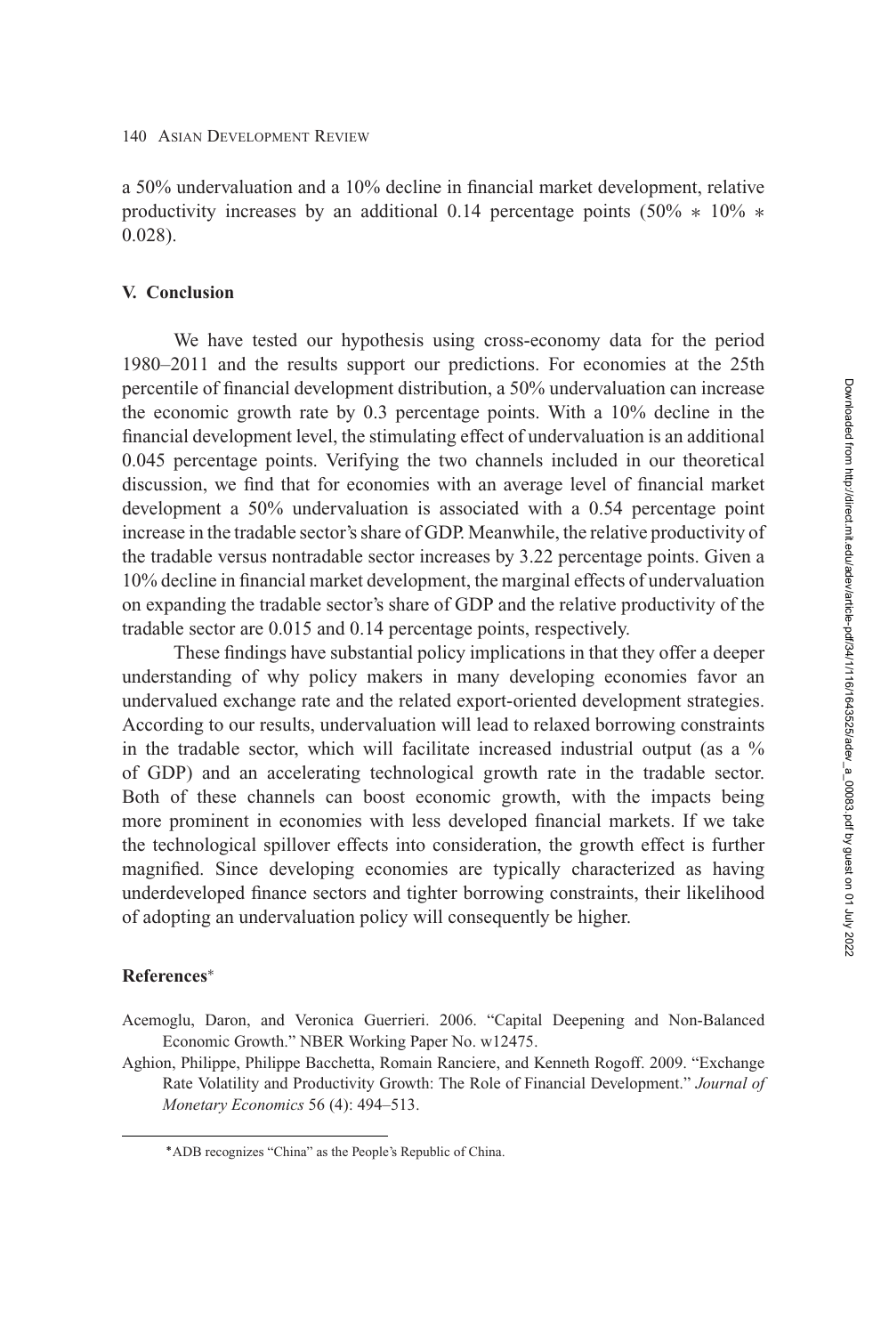a 50% undervaluation and a 10% decline in financial market development, relative productivity increases by an additional 0.14 percentage points (50% ∗ 10% ∗ 0.028).

## V. Conclusion

We have tested our hypothesis using cross-economy data for the period 1980–2011 and the results support our predictions. For economies at the 25th percentile of financial development distribution, a 50% undervaluation can increase the economic growth rate by 0.3 percentage points. With a 10% decline in the financial development level, the stimulating effect of undervaluation is an additional 0.045 percentage points. Verifying the two channels included in our theoretical discussion, we find that for economies with an average level of financial market development a 50% undervaluation is associated with a 0.54 percentage point increase in the tradable sector's share of GDP. Meanwhile, the relative productivity of the tradable versus nontradable sector increases by 3.22 percentage points. Given a 10% decline in financial market development, the marginal effects of undervaluation on expanding the tradable sector's share of GDP and the relative productivity of the tradable sector are 0.015 and 0.14 percentage points, respectively.

These findings have substantial policy implications in that they offer a deeper understanding of why policy makers in many developing economies favor an undervalued exchange rate and the related export-oriented development strategies. According to our results, undervaluation will lead to relaxed borrowing constraints in the tradable sector, which will facilitate increased industrial output (as a % of GDP) and an accelerating technological growth rate in the tradable sector. Both of these channels can boost economic growth, with the impacts being more prominent in economies with less developed financial markets. If we take the technological spillover effects into consideration, the growth effect is further magnified. Since developing economies are typically characterized as having underdeveloped finance sectors and tighter borrowing constraints, their likelihood of adopting an undervaluation policy will consequently be higher.

## References*

Acemoglu, Daron, and Veronica Guerrieri. 2006. "Capital Deepening and Non-Balanced Economic Growth." NBER Working Paper No. w12475.

Aghion, Philippe, Philippe Bacchetta, Romain Ranciere, and Kenneth Rogoff. 2009. "Exchange Rate Volatility and Productivity Growth: The Role of Financial Development." *Journal of Monetary Economics* 56 (4): 494–513.

*ADB recognizes "China" as the People's Republic of China.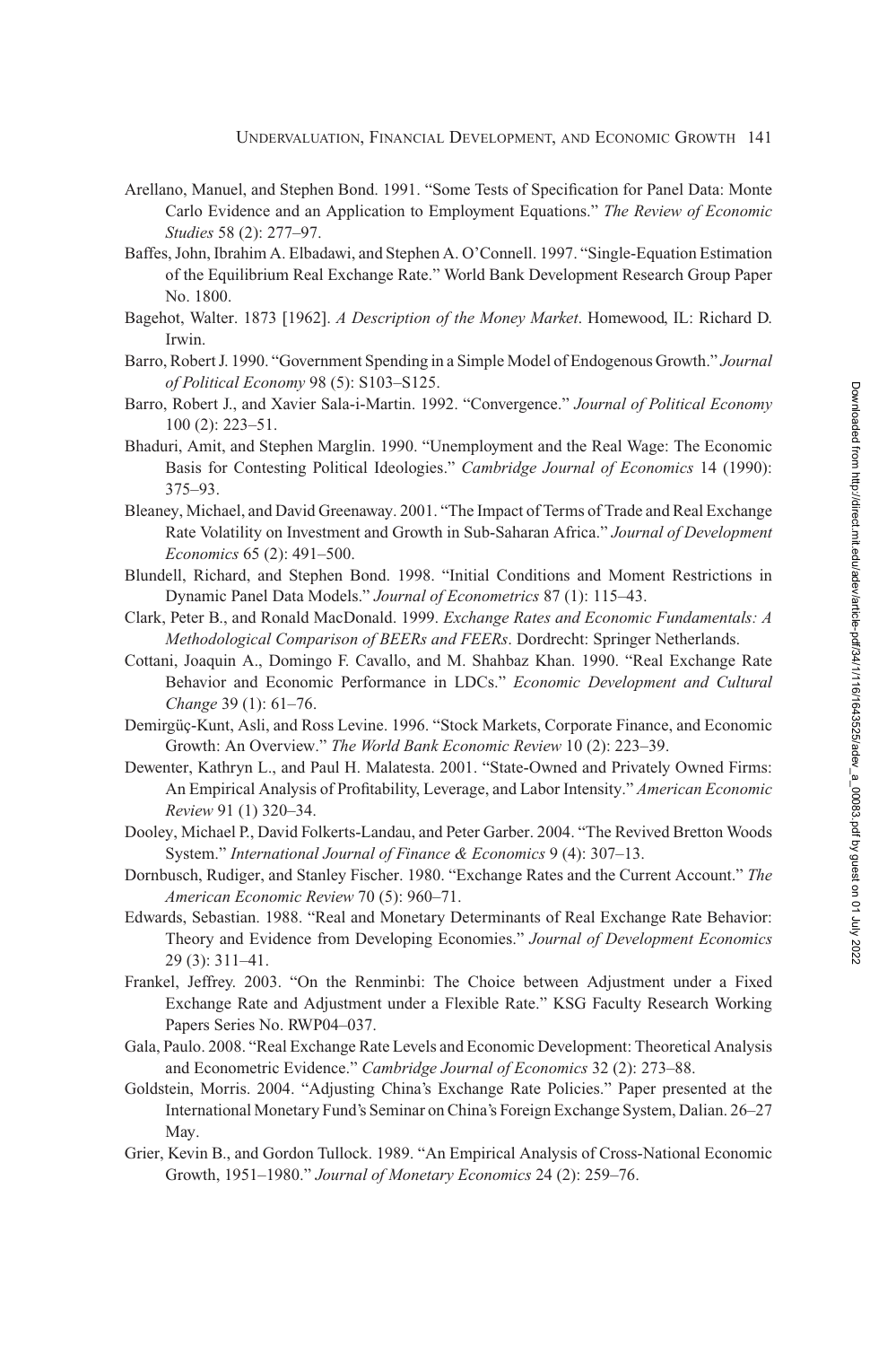Arellano, Manuel, and Stephen Bond. 1991. "Some Tests of Specification for Panel Data: Monte Carlo Evidence and an Application to Employment Equations." *The Review of Economic Studies* 58 (2): 277–97.

Baffes, John, Ibrahim A. Elbadawi, and Stephen A. O'Connell. 1997. "Single-Equation Estimation of the Equilibrium Real Exchange Rate." World Bank Development Research Group Paper No. 1800.

Bagehot, Walter. 1873 [1962]. *A Description of the Money Market*. Homewood, IL: Richard D. Irwin.

Barro, Robert J. 1990. "Government Spending in a Simple Model of Endogenous Growth." *Journal of Political Economy* 98 (5): S103–S125.

Barro, Robert J., and Xavier Sala-i-Martin. 1992. "Convergence." *Journal of Political Economy* 100 (2): 223–51.

Bhaduri, Amit, and Stephen Marglin. 1990. "Unemployment and the Real Wage: The Economic Basis for Contesting Political Ideologies." *Cambridge Journal of Economics* 14 (1990): 375–93.

Bleaney, Michael, and David Greenaway. 2001. "The Impact of Terms of Trade and Real Exchange Rate Volatility on Investment and Growth in Sub-Saharan Africa." *Journal of Development Economics* 65 (2): 491–500.

Blundell, Richard, and Stephen Bond. 1998. "Initial Conditions and Moment Restrictions in Dynamic Panel Data Models." *Journal of Econometrics* 87 (1): 115–43.

Clark, Peter B., and Ronald MacDonald. 1999. *Exchange Rates and Economic Fundamentals: A Methodological Comparison of BEERs and FEERs*. Dordrecht: Springer Netherlands.

Cottani, Joaquin A., Domingo F. Cavallo, and M. Shahbaz Khan. 1990. "Real Exchange Rate Behavior and Economic Performance in LDCs." *Economic Development and Cultural Change* 39 (1): 61–76.

Demirgüç-Kunt, Asli, and Ross Levine. 1996. "Stock Markets, Corporate Finance, and Economic Growth: An Overview." *The World Bank Economic Review* 10 (2): 223–39.

Dewenter, Kathryn L., and Paul H. Malatesta. 2001. "State-Owned and Privately Owned Firms: An Empirical Analysis of Profitability, Leverage, and Labor Intensity." *American Economic Review* 91 (1) 320–34.

Dooley, Michael P., David Folkerts-Landau, and Peter Garber. 2004. "The Revived Bretton Woods System." *International Journal of Finance & Economics* 9 (4): 307–13.

Dornbusch, Rudiger, and Stanley Fischer. 1980. "Exchange Rates and the Current Account." *The American Economic Review* 70 (5): 960–71.

Edwards, Sebastian. 1988. "Real and Monetary Determinants of Real Exchange Rate Behavior: Theory and Evidence from Developing Economies." *Journal of Development Economics* 29 (3): 311–41.

Frankel, Jeffrey. 2003. "On the Renminbi: The Choice between Adjustment under a Fixed Exchange Rate and Adjustment under a Flexible Rate." KSG Faculty Research Working Papers Series No. RWP04–037.

Gala, Paulo. 2008. "Real Exchange Rate Levels and Economic Development: Theoretical Analysis and Econometric Evidence." *Cambridge Journal of Economics* 32 (2): 273–88.

Goldstein, Morris. 2004. "Adjusting China's Exchange Rate Policies." Paper presented at the International Monetary Fund's Seminar on China's Foreign Exchange System, Dalian. 26–27 May.

Grier, Kevin B., and Gordon Tullock. 1989. "An Empirical Analysis of Cross-National Economic Growth, 1951–1980." *Journal of Monetary Economics* 24 (2): 259–76.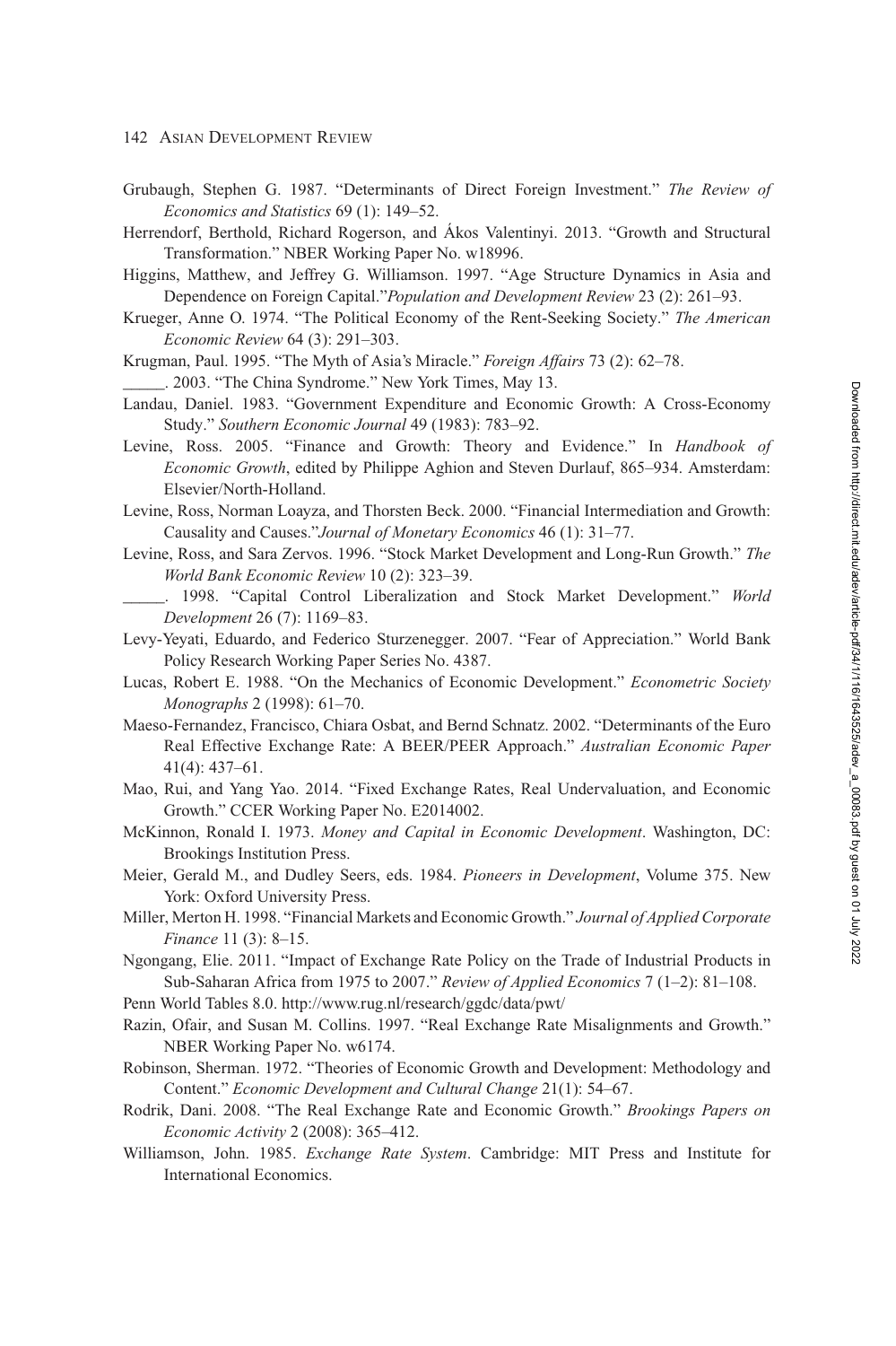Grubaugh, Stephen G. 1987. "Determinants of Direct Foreign Investment." *The Review of Economics and Statistics* 69 (1): 149–52.

Herrendorf, Berthold, Richard Rogerson, and Ákos Valentinyi. 2013. "Growth and Structural Transformation." NBER Working Paper No. w18996.

Higgins, Matthew, and Jeffrey G. Williamson. 1997. "Age Structure Dynamics in Asia and Dependence on Foreign Capital."*Population and Development Review* 23 (2): 261–93.

Krueger, Anne O. 1974. "The Political Economy of the Rent-Seeking Society." *The American Economic Review* 64 (3): 291–303.

Krugman, Paul. 1995. "The Myth of Asia's Miracle." *Foreign Affairs* 73 (2): 62–78.

_____. 2003. "The China Syndrome." New York Times, May 13.

Landau, Daniel. 1983. "Government Expenditure and Economic Growth: A Cross-Economy Study." *Southern Economic Journal* 49 (1983): 783–92.

Levine, Ross. 2005. "Finance and Growth: Theory and Evidence." In *Handbook of Economic Growth*, edited by Philippe Aghion and Steven Durlauf, 865–934. Amsterdam: Elsevier/North-Holland.

Levine, Ross, Norman Loayza, and Thorsten Beck. 2000. "Financial Intermediation and Growth: Causality and Causes."*Journal of Monetary Economics* 46 (1): 31–77.

Levine, Ross, and Sara Zervos. 1996. "Stock Market Development and Long-Run Growth." *The World Bank Economic Review* 10 (2): 323–39.

_____. 1998. "Capital Control Liberalization and Stock Market Development." *World Development* 26 (7): 1169–83.

Levy-Yeyati, Eduardo, and Federico Sturzenegger. 2007. "Fear of Appreciation." World Bank Policy Research Working Paper Series No. 4387.

Lucas, Robert E. 1988. "On the Mechanics of Economic Development." *Econometric Society Monographs* 2 (1998): 61–70.

Maeso-Fernandez, Francisco, Chiara Osbat, and Bernd Schnatz. 2002. "Determinants of the Euro Real Effective Exchange Rate: A BEER/PEER Approach." *Australian Economic Paper* 41(4): 437–61.

Mao, Rui, and Yang Yao. 2014. "Fixed Exchange Rates, Real Undervaluation, and Economic Growth." CCER Working Paper No. E2014002.

McKinnon, Ronald I. 1973. *Money and Capital in Economic Development*. Washington, DC: Brookings Institution Press.

Meier, Gerald M., and Dudley Seers, eds. 1984. *Pioneers in Development*, Volume 375. New York: Oxford University Press.

Miller, Merton H. 1998. "Financial Markets and Economic Growth." *Journal of Applied Corporate Finance* 11 (3): 8–15.

Ngongang, Elie. 2011. "Impact of Exchange Rate Policy on the Trade of Industrial Products in Sub-Saharan Africa from 1975 to 2007." *Review of Applied Economics* 7 (1–2): 81–108.

Penn World Tables 8.0. http://www.rug.nl/research/ggdc/data/pwt/

Razin, Ofair, and Susan M. Collins. 1997. "Real Exchange Rate Misalignments and Growth." NBER Working Paper No. w6174.

Robinson, Sherman. 1972. "Theories of Economic Growth and Development: Methodology and Content." *Economic Development and Cultural Change* 21(1): 54–67.

Rodrik, Dani. 2008. "The Real Exchange Rate and Economic Growth." *Brookings Papers on Economic Activity* 2 (2008): 365–412.

Williamson, John. 1985. *Exchange Rate System*. Cambridge: MIT Press and Institute for International Economics.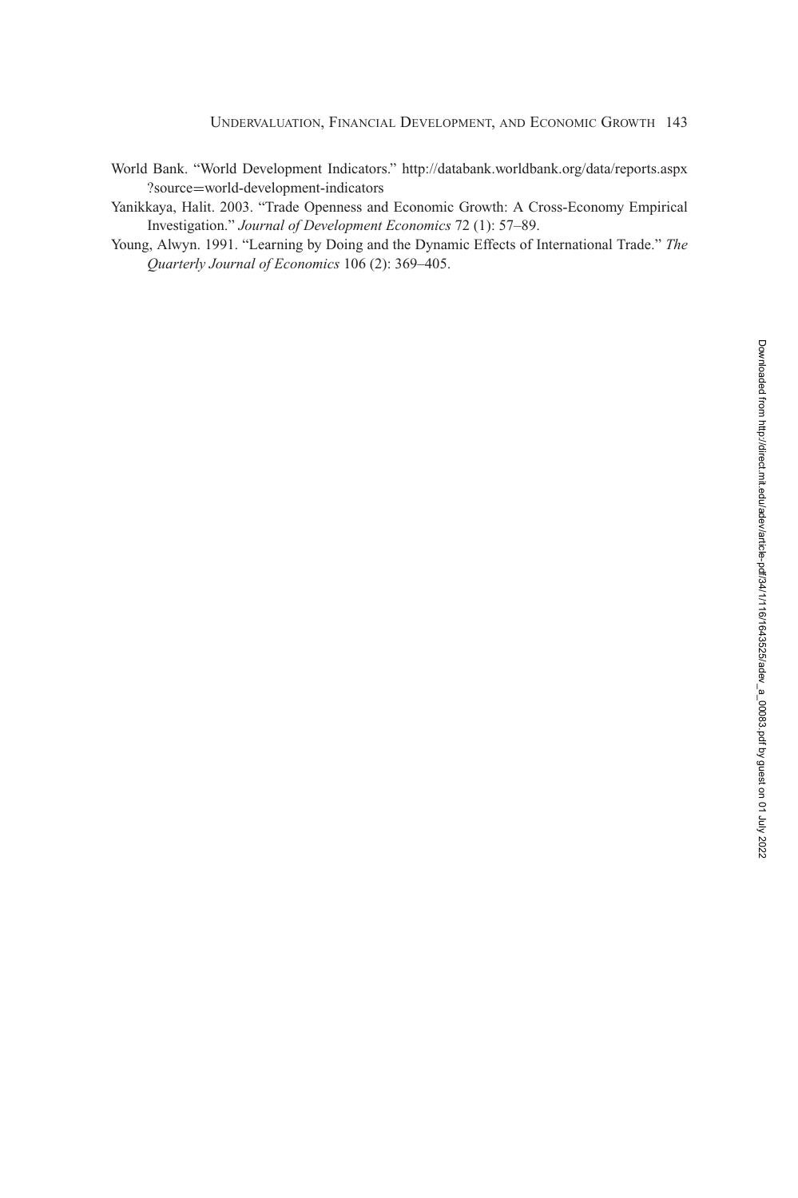World Bank. "World Development Indicators." http://databank.worldbank.org/data/reports.aspx?source=world-development-indicators

Yanikkaya, Halit. 2003. "Trade Openness and Economic Growth: A Cross-Economy Empirical Investigation." *Journal of Development Economics* 72 (1): 57–89.

Young, Alwyn. 1991. "Learning by Doing and the Dynamic Effects of International Trade." *The Quarterly Journal of Economics* 106 (2): 369–405.